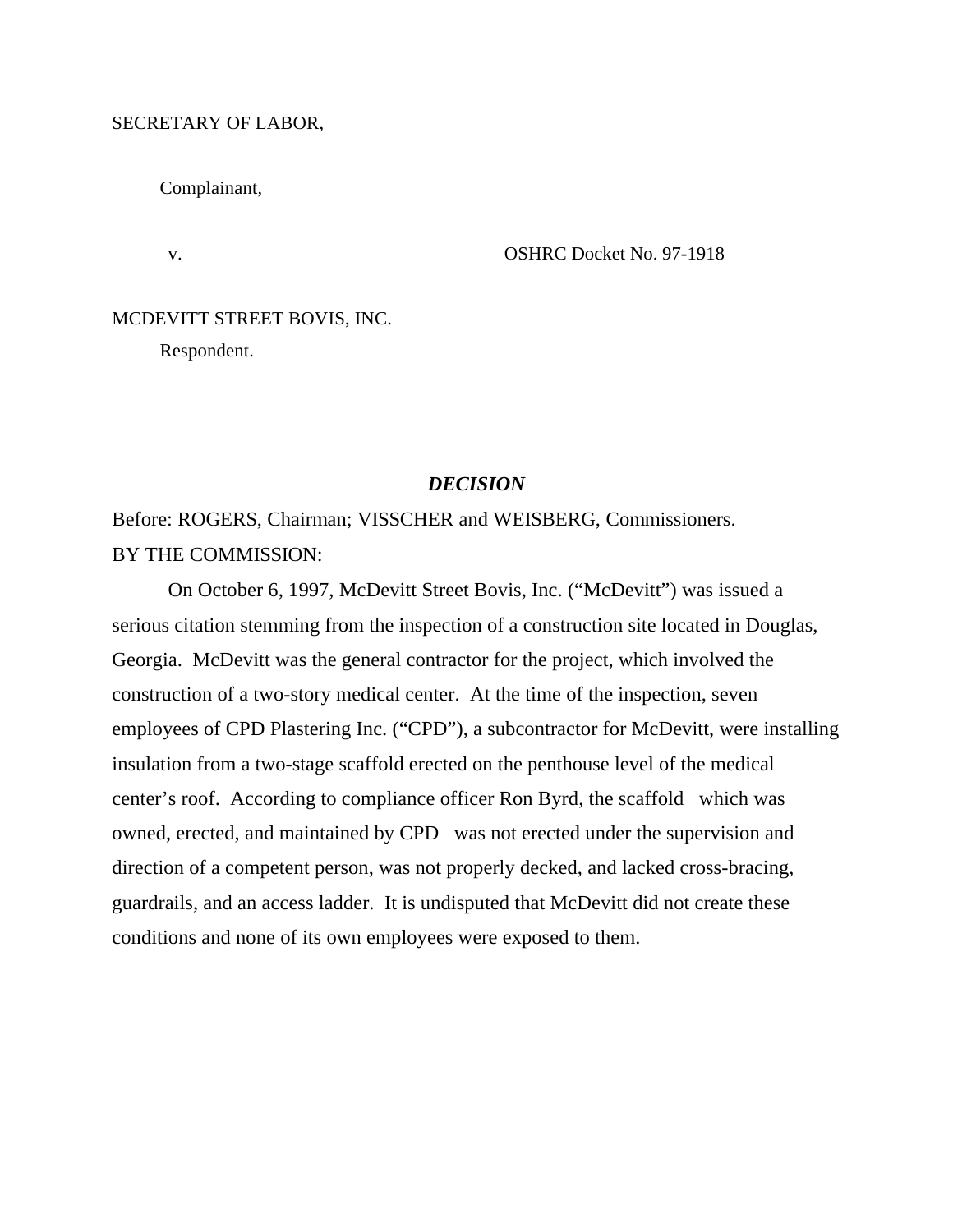SECRETARY OF LABOR,

Complainant,

v. OSHRC Docket No. 97-1918

MCDEVITT STREET BOVIS, INC.

Respondent.

## *DECISION*

Before: ROGERS, Chairman; VISSCHER and WEISBERG, Commissioners.

BY THE COMMISSION:

On October 6, 1997, McDevitt Street Bovis, Inc. ("McDevitt") was issued a serious citation stemming from the inspection of a construction site located in Douglas, Georgia. McDevitt was the general contractor for the project, which involved the construction of a two-story medical center. At the time of the inspection, seven employees of CPD Plastering Inc. ("CPD"), a subcontractor for McDevitt, were installing insulation from a two-stage scaffold erected on the penthouse level of the medical center's roof. According to compliance officer Ron Byrd, the scaffold which was owned, erected, and maintained by CPD was not erected under the supervision and direction of a competent person, was not properly decked, and lacked cross-bracing, guardrails, and an access ladder. It is undisputed that McDevitt did not create these conditions and none of its own employees were exposed to them.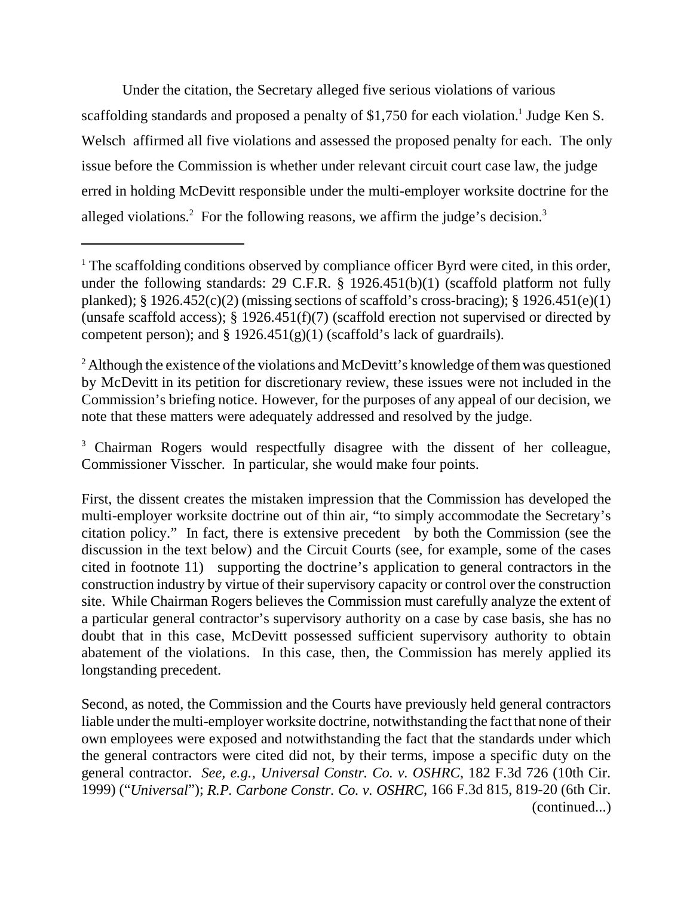Under the citation, the Secretary alleged five serious violations of various scaffolding standards and proposed a penalty of $1,750 for each violation.[1] Judge Ken S. Welsch affirmed all five violations and assessed the proposed penalty for each. The only issue before the Commission is whether under relevant circuit court case law, the judge erred in holding McDevitt responsible under the multi-employer worksite doctrine for the alleged violations.[2] For the following reasons, we affirm the judge's decision.[3]

---

[1] The scaffolding conditions observed by compliance officer Byrd were cited, in this order, under the following standards: 29 C.F.R. § 1926.451(b)(1) (scaffold platform not fully planked); § 1926.452(c)(2) (missing sections of scaffold's cross-bracing); § 1926.451(e)(1) (unsafe scaffold access); § 1926.451(f)(7) (scaffold erection not supervised or directed by competent person); and § 1926.451(g)(1) (scaffold's lack of guardrails).

[2] Although the existence of the violations and McDevitt's knowledge of them was questioned by McDevitt in its petition for discretionary review, these issues were not included in the Commission's briefing notice. However, for the purposes of any appeal of our decision, we note that these matters were adequately addressed and resolved by the judge.

[3] Chairman Rogers would respectfully disagree with the dissent of her colleague, Commissioner Visscher. In particular, she would make four points.

First, the dissent creates the mistaken impression that the Commission has developed the multi-employer worksite doctrine out of thin air, "to simply accommodate the Secretary's citation policy." In fact, there is extensive precedent by both the Commission (see the discussion in the text below) and the Circuit Courts (see, for example, some of the cases cited in footnote 11) supporting the doctrine's application to general contractors in the construction industry by virtue of their supervisory capacity or control over the construction site. While Chairman Rogers believes the Commission must carefully analyze the extent of a particular general contractor's supervisory authority on a case by case basis, she has no doubt that in this case, McDevitt possessed sufficient supervisory authority to obtain abatement of the violations. In this case, then, the Commission has merely applied its longstanding precedent.

Second, as noted, the Commission and the Courts have previously held general contractors liable under the multi-employer worksite doctrine, notwithstanding the fact that none of their own employees were exposed and notwithstanding the fact that the standards under which the general contractors were cited did not, by their terms, impose a specific duty on the general contractor. *See, e.g., Universal Constr. Co. v. OSHRC*, 182 F.3d 726 (10th Cir. 1999) ("*Universal*"); *R.P. Carbone Constr. Co. v. OSHRC*, 166 F.3d 815, 819-20 (6th Cir. (continued...)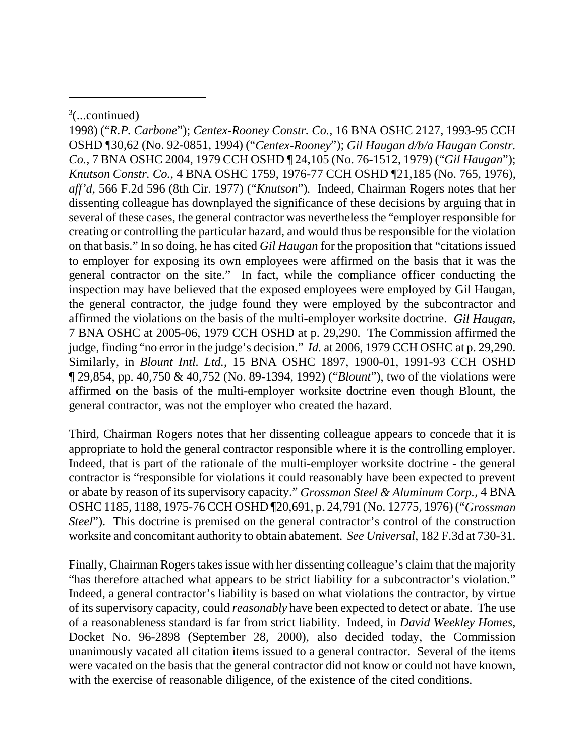[3](...continued)

1998) ("*R.P. Carbone*"); *Centex-Rooney Constr. Co.*, 16 BNA OSHC 2127, 1993-95 CCH OSHD ¶30,62 (No. 92-0851, 1994) ("*Centex-Rooney*"); *Gil Haugan d/b/a Haugan Constr. Co.*, 7 BNA OSHC 2004, 1979 CCH OSHD ¶ 24,105 (No. 76-1512, 1979) ("*Gil Haugan*"); *Knutson Constr. Co.*, 4 BNA OSHC 1759, 1976-77 CCH OSHD ¶21,185 (No. 765, 1976), *aff'd*, 566 F.2d 596 (8th Cir. 1977) ("*Knutson*"). Indeed, Chairman Rogers notes that her dissenting colleague has downplayed the significance of these decisions by arguing that in several of these cases, the general contractor was nevertheless the "employer responsible for creating or controlling the particular hazard, and would thus be responsible for the violation on that basis." In so doing, he has cited *Gil Haugan* for the proposition that "citations issued to employer for exposing its own employees were affirmed on the basis that it was the general contractor on the site." In fact, while the compliance officer conducting the inspection may have believed that the exposed employees were employed by Gil Haugan, the general contractor, the judge found they were employed by the subcontractor and affirmed the violations on the basis of the multi-employer worksite doctrine. *Gil Haugan*, 7 BNA OSHC at 2005-06, 1979 CCH OSHD at p. 29,290. The Commission affirmed the judge, finding "no error in the judge's decision." *Id.* at 2006, 1979 CCH OSHC at p. 29,290. Similarly, in *Blount Intl. Ltd.*, 15 BNA OSHC 1897, 1900-01, 1991-93 CCH OSHD ¶ 29,854, pp. 40,750 & 40,752 (No. 89-1394, 1992) ("*Blount*"), two of the violations were affirmed on the basis of the multi-employer worksite doctrine even though Blount, the general contractor, was not the employer who created the hazard.

Third, Chairman Rogers notes that her dissenting colleague appears to concede that it is appropriate to hold the general contractor responsible where it is the controlling employer. Indeed, that is part of the rationale of the multi-employer worksite doctrine - the general contractor is "responsible for violations it could reasonably have been expected to prevent or abate by reason of its supervisory capacity." *Grossman Steel & Aluminum Corp.*, 4 BNA OSHC 1185, 1188, 1975-76 CCH OSHD ¶20,691, p. 24,791 (No. 12775, 1976) ("*Grossman Steel*"). This doctrine is premised on the general contractor's control of the construction worksite and concomitant authority to obtain abatement. *See Universal*, 182 F.3d at 730-31.

Finally, Chairman Rogers takes issue with her dissenting colleague's claim that the majority "has therefore attached what appears to be strict liability for a subcontractor's violation." Indeed, a general contractor's liability is based on what violations the contractor, by virtue of its supervisory capacity, could *reasonably* have been expected to detect or abate. The use of a reasonableness standard is far from strict liability. Indeed, in *David Weekley Homes*, Docket No. 96-2898 (September 28, 2000), also decided today, the Commission unanimously vacated all citation items issued to a general contractor. Several of the items were vacated on the basis that the general contractor did not know or could not have known, with the exercise of reasonable diligence, of the existence of the cited conditions.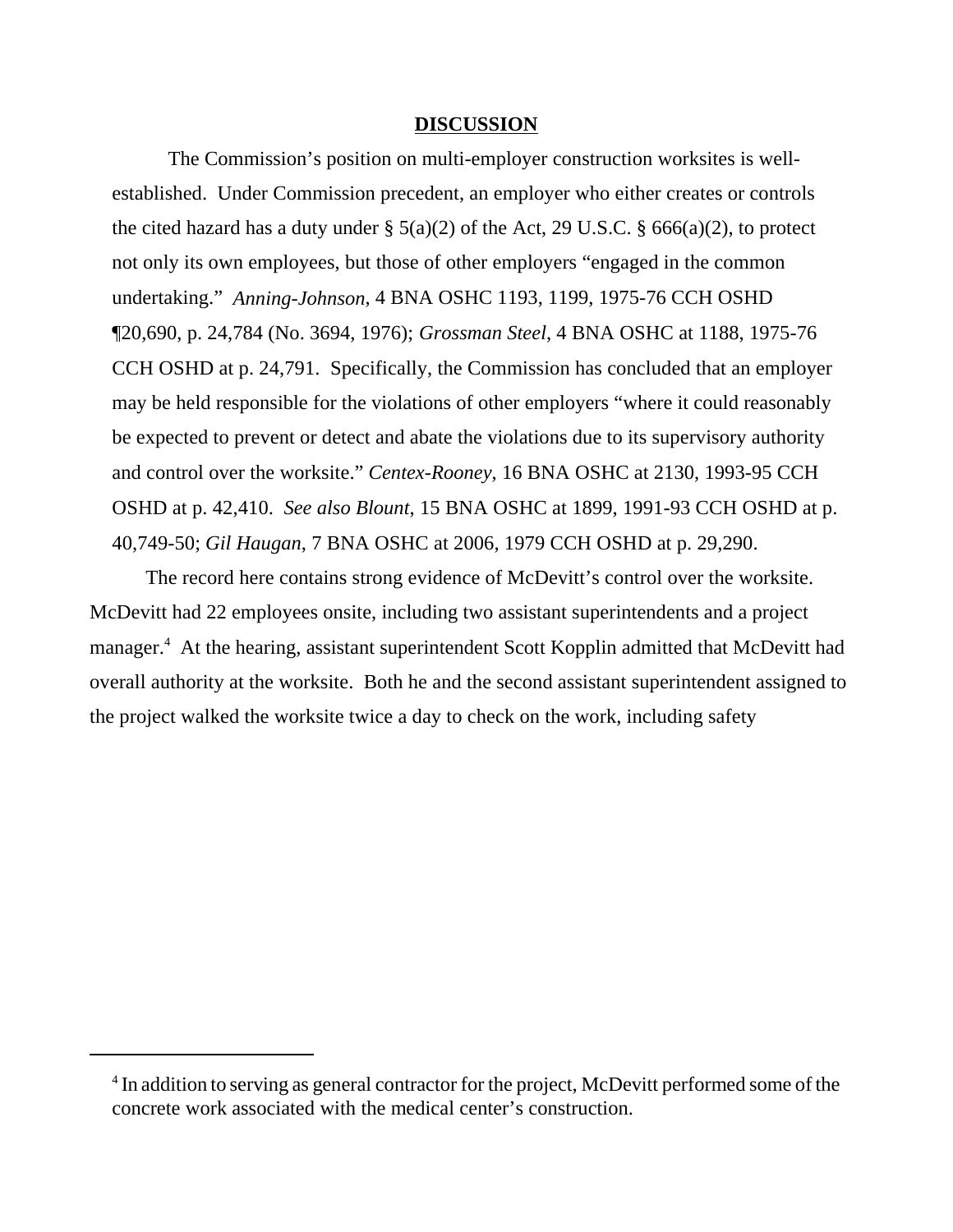## DISCUSSION

The Commission's position on multi-employer construction worksites is well-established. Under Commission precedent, an employer who either creates or controls the cited hazard has a duty under § 5(a)(2) of the Act, 29 U.S.C. § 666(a)(2), to protect not only its own employees, but those of other employers "engaged in the common undertaking." *Anning-Johnson*, 4 BNA OSHC 1193, 1199, 1975-76 CCH OSHD ¶20,690, p. 24,784 (No. 3694, 1976); *Grossman Steel*, 4 BNA OSHC at 1188, 1975-76 CCH OSHD at p. 24,791. Specifically, the Commission has concluded that an employer may be held responsible for the violations of other employers "where it could reasonably be expected to prevent or detect and abate the violations due to its supervisory authority and control over the worksite." *Centex-Rooney*, 16 BNA OSHC at 2130, 1993-95 CCH OSHD at p. 42,410. *See also Blount*, 15 BNA OSHC at 1899, 1991-93 CCH OSHD at p. 40,749-50; *Gil Haugan*, 7 BNA OSHC at 2006, 1979 CCH OSHD at p. 29,290.

The record here contains strong evidence of McDevitt's control over the worksite. McDevitt had 22 employees onsite, including two assistant superintendents and a project manager.[4] At the hearing, assistant superintendent Scott Kopplin admitted that McDevitt had overall authority at the worksite. Both he and the second assistant superintendent assigned to the project walked the worksite twice a day to check on the work, including safety

---

[4] In addition to serving as general contractor for the project, McDevitt performed some of the concrete work associated with the medical center's construction.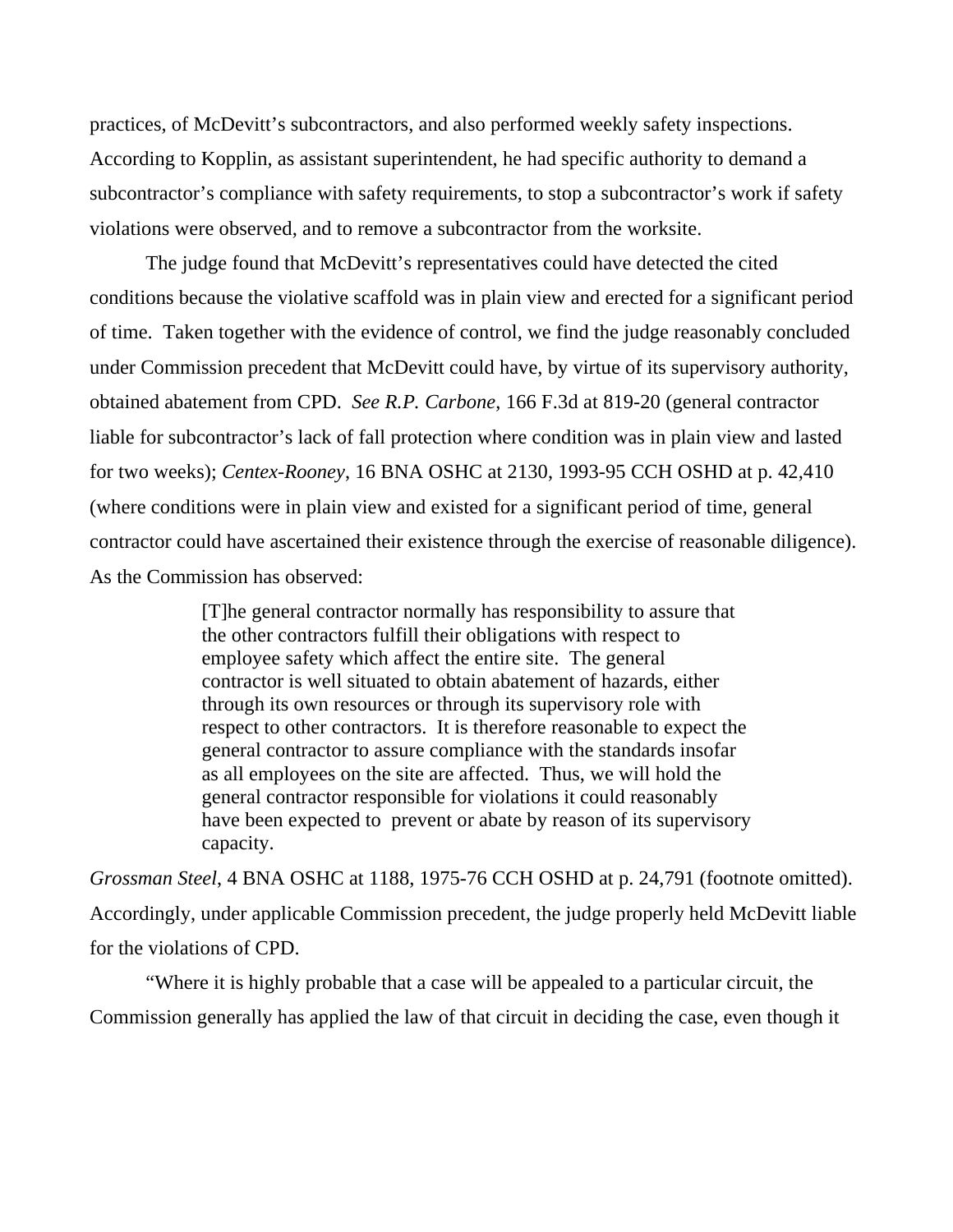practices, of McDevitt's subcontractors, and also performed weekly safety inspections. According to Kopplin, as assistant superintendent, he had specific authority to demand a subcontractor's compliance with safety requirements, to stop a subcontractor's work if safety violations were observed, and to remove a subcontractor from the worksite.

The judge found that McDevitt's representatives could have detected the cited conditions because the violative scaffold was in plain view and erected for a significant period of time. Taken together with the evidence of control, we find the judge reasonably concluded under Commission precedent that McDevitt could have, by virtue of its supervisory authority, obtained abatement from CPD. *See R.P. Carbone*, 166 F.3d at 819-20 (general contractor liable for subcontractor's lack of fall protection where condition was in plain view and lasted for two weeks); *Centex-Rooney*, 16 BNA OSHC at 2130, 1993-95 CCH OSHD at p. 42,410 (where conditions were in plain view and existed for a significant period of time, general contractor could have ascertained their existence through the exercise of reasonable diligence). As the Commission has observed:

> [T]he general contractor normally has responsibility to assure that the other contractors fulfill their obligations with respect to employee safety which affect the entire site. The general contractor is well situated to obtain abatement of hazards, either through its own resources or through its supervisory role with respect to other contractors. It is therefore reasonable to expect the general contractor to assure compliance with the standards insofar as all employees on the site are affected. Thus, we will hold the general contractor responsible for violations it could reasonably have been expected to prevent or abate by reason of its supervisory capacity.

*Grossman Steel*, 4 BNA OSHC at 1188, 1975-76 CCH OSHD at p. 24,791 (footnote omitted). Accordingly, under applicable Commission precedent, the judge properly held McDevitt liable for the violations of CPD.

"Where it is highly probable that a case will be appealed to a particular circuit, the Commission generally has applied the law of that circuit in deciding the case, even though it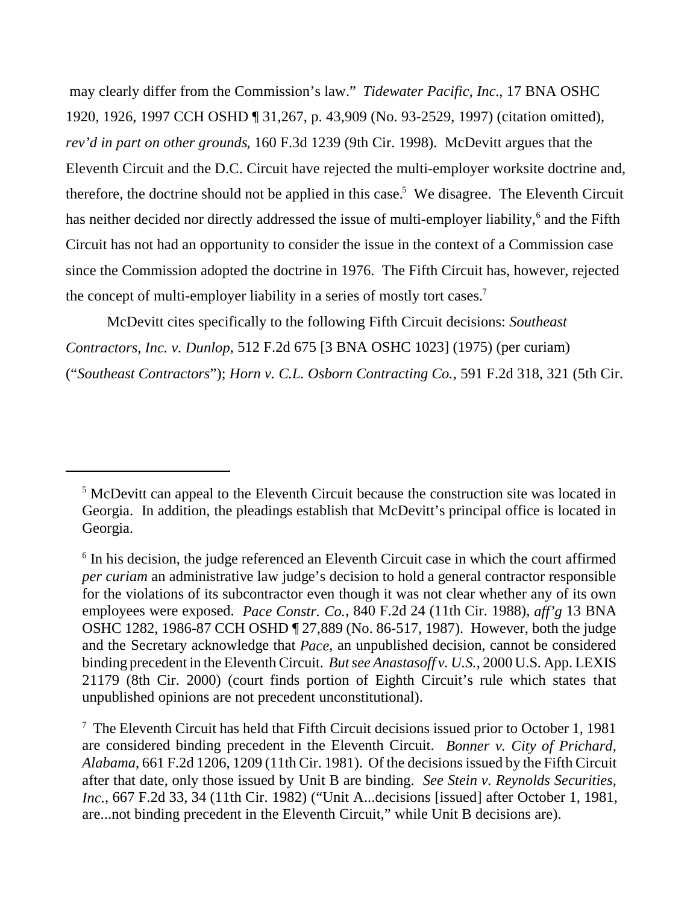may clearly differ from the Commission's law." *Tidewater Pacific, Inc*., 17 BNA OSHC 1920, 1926, 1997 CCH OSHD ¶ 31,267, p. 43,909 (No. 93-2529, 1997) (citation omitted), *rev'd in part on other grounds*, 160 F.3d 1239 (9th Cir. 1998). McDevitt argues that the Eleventh Circuit and the D.C. Circuit have rejected the multi-employer worksite doctrine and, therefore, the doctrine should not be applied in this case.[5] We disagree. The Eleventh Circuit has neither decided nor directly addressed the issue of multi-employer liability,[6] and the Fifth Circuit has not had an opportunity to consider the issue in the context of a Commission case since the Commission adopted the doctrine in 1976. The Fifth Circuit has, however, rejected the concept of multi-employer liability in a series of mostly tort cases.[7]

McDevitt cites specifically to the following Fifth Circuit decisions: *Southeast Contractors, Inc. v. Dunlop*, 512 F.2d 675 [3 BNA OSHC 1023] (1975) (per curiam) ("*Southeast Contractors*"); *Horn v. C.L. Osborn Contracting Co.*, 591 F.2d 318, 321 (5th Cir.

---

[5] McDevitt can appeal to the Eleventh Circuit because the construction site was located in Georgia. In addition, the pleadings establish that McDevitt's principal office is located in Georgia.

[6] In his decision, the judge referenced an Eleventh Circuit case in which the court affirmed *per curiam* an administrative law judge's decision to hold a general contractor responsible for the violations of its subcontractor even though it was not clear whether any of its own employees were exposed. *Pace Constr. Co.*, 840 F.2d 24 (11th Cir. 1988), *aff'g* 13 BNA OSHC 1282, 1986-87 CCH OSHD ¶ 27,889 (No. 86-517, 1987). However, both the judge and the Secretary acknowledge that *Pace*, an unpublished decision, cannot be considered binding precedent in the Eleventh Circuit. *But see Anastasoff v. U.S.*, 2000 U.S. App. LEXIS 21179 (8th Cir. 2000) (court finds portion of Eighth Circuit's rule which states that unpublished opinions are not precedent unconstitutional).

[7] The Eleventh Circuit has held that Fifth Circuit decisions issued prior to October 1, 1981 are considered binding precedent in the Eleventh Circuit. *Bonner v. City of Prichard, Alabama*, 661 F.2d 1206, 1209 (11th Cir. 1981). Of the decisions issued by the Fifth Circuit after that date, only those issued by Unit B are binding. *See Stein v. Reynolds Securities, Inc.*, 667 F.2d 33, 34 (11th Cir. 1982) ("Unit A...decisions [issued] after October 1, 1981, are...not binding precedent in the Eleventh Circuit," while Unit B decisions are).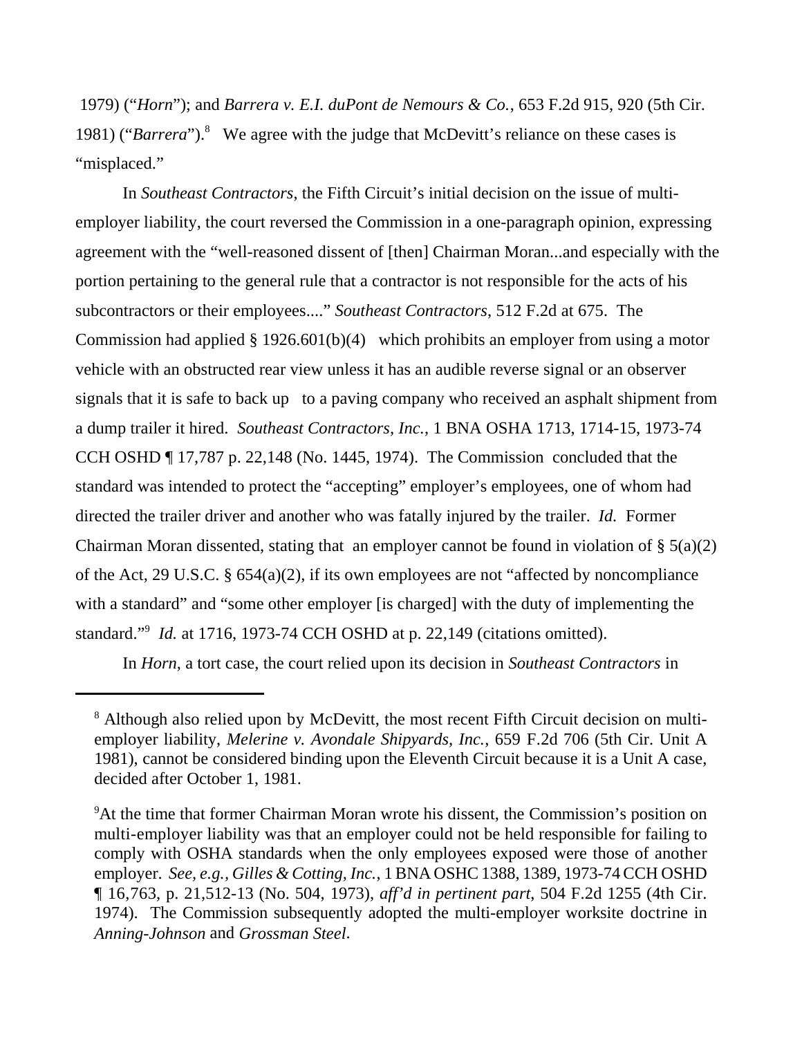1979) ("*Horn*"); and *Barrera v. E.I. duPont de Nemours & Co.*, 653 F.2d 915, 920 (5th Cir. 1981) ("*Barrera*").[8] We agree with the judge that McDevitt's reliance on these cases is "misplaced."

In *Southeast Contractors*, the Fifth Circuit's initial decision on the issue of multi-employer liability, the court reversed the Commission in a one-paragraph opinion, expressing agreement with the "well-reasoned dissent of [then] Chairman Moran...and especially with the portion pertaining to the general rule that a contractor is not responsible for the acts of his subcontractors or their employees...." *Southeast Contractors*, 512 F.2d at 675. The Commission had applied § 1926.601(b)(4) which prohibits an employer from using a motor vehicle with an obstructed rear view unless it has an audible reverse signal or an observer signals that it is safe to back up to a paving company who received an asphalt shipment from a dump trailer it hired. *Southeast Contractors, Inc.*, 1 BNA OSHA 1713, 1714-15, 1973-74 CCH OSHD ¶ 17,787 p. 22,148 (No. 1445, 1974). The Commission concluded that the standard was intended to protect the "accepting" employer's employees, one of whom had directed the trailer driver and another who was fatally injured by the trailer. *Id.* Former Chairman Moran dissented, stating that an employer cannot be found in violation of § 5(a)(2) of the Act, 29 U.S.C. § 654(a)(2), if its own employees are not "affected by noncompliance with a standard" and "some other employer [is charged] with the duty of implementing the standard."[9] *Id.* at 1716, 1973-74 CCH OSHD at p. 22,149 (citations omitted).

In *Horn*, a tort case, the court relied upon its decision in *Southeast Contractors* in

---

[8] Although also relied upon by McDevitt, the most recent Fifth Circuit decision on multi-employer liability, *Melerine v. Avondale Shipyards, Inc.*, 659 F.2d 706 (5th Cir. Unit A 1981), cannot be considered binding upon the Eleventh Circuit because it is a Unit A case, decided after October 1, 1981.

[9] At the time that former Chairman Moran wrote his dissent, the Commission's position on multi-employer liability was that an employer could not be held responsible for failing to comply with OSHA standards when the only employees exposed were those of another employer. *See, e.g., Gilles & Cotting, Inc.*, 1 BNA OSHC 1388, 1389, 1973-74 CCH OSHD ¶ 16,763, p. 21,512-13 (No. 504, 1973), *aff'd in pertinent part*, 504 F.2d 1255 (4th Cir. 1974). The Commission subsequently adopted the multi-employer worksite doctrine in *Anning-Johnson* and *Grossman Steel*.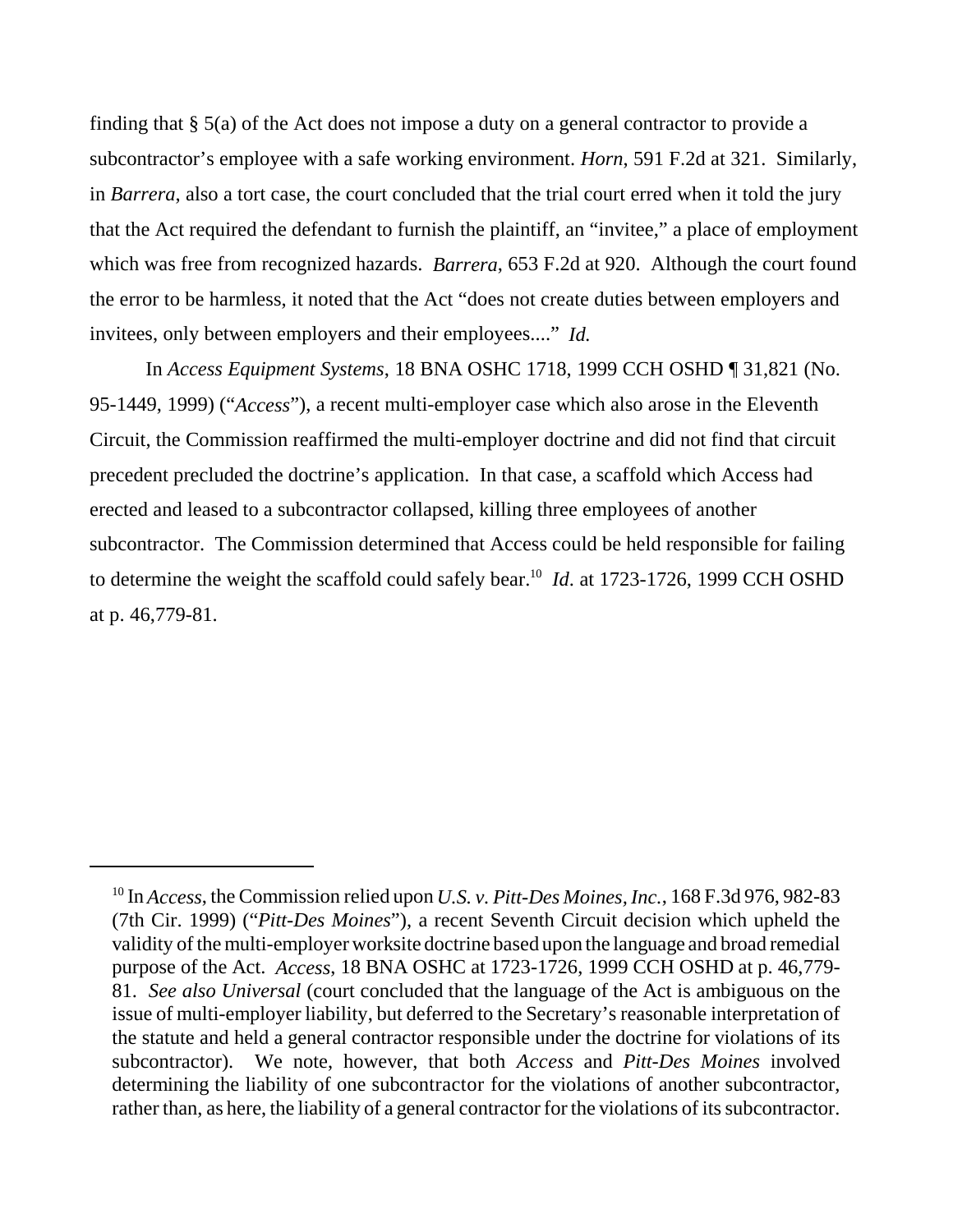finding that § 5(a) of the Act does not impose a duty on a general contractor to provide a subcontractor's employee with a safe working environment. *Horn*, 591 F.2d at 321. Similarly, in *Barrera*, also a tort case, the court concluded that the trial court erred when it told the jury that the Act required the defendant to furnish the plaintiff, an "invitee," a place of employment which was free from recognized hazards. *Barrera*, 653 F.2d at 920. Although the court found the error to be harmless, it noted that the Act "does not create duties between employers and invitees, only between employers and their employees...." *Id.*

In *Access Equipment Systems*, 18 BNA OSHC 1718, 1999 CCH OSHD ¶ 31,821 (No. 95-1449, 1999) ("*Access*"), a recent multi-employer case which also arose in the Eleventh Circuit, the Commission reaffirmed the multi-employer doctrine and did not find that circuit precedent precluded the doctrine's application. In that case, a scaffold which Access had erected and leased to a subcontractor collapsed, killing three employees of another subcontractor. The Commission determined that Access could be held responsible for failing to determine the weight the scaffold could safely bear.[10] *Id*. at 1723-1726, 1999 CCH OSHD at p. 46,779-81.

---

[10] In *Access*, the Commission relied upon *U.S. v. Pitt-Des Moines, Inc.*, 168 F.3d 976, 982-83 (7th Cir. 1999) ("*Pitt-Des Moines*"), a recent Seventh Circuit decision which upheld the validity of the multi-employer worksite doctrine based upon the language and broad remedial purpose of the Act. *Access*, 18 BNA OSHC at 1723-1726, 1999 CCH OSHD at p. 46,779-81. *See also Universal* (court concluded that the language of the Act is ambiguous on the issue of multi-employer liability, but deferred to the Secretary's reasonable interpretation of the statute and held a general contractor responsible under the doctrine for violations of its subcontractor). We note, however, that both *Access* and *Pitt-Des Moines* involved determining the liability of one subcontractor for the violations of another subcontractor, rather than, as here, the liability of a general contractor for the violations of its subcontractor.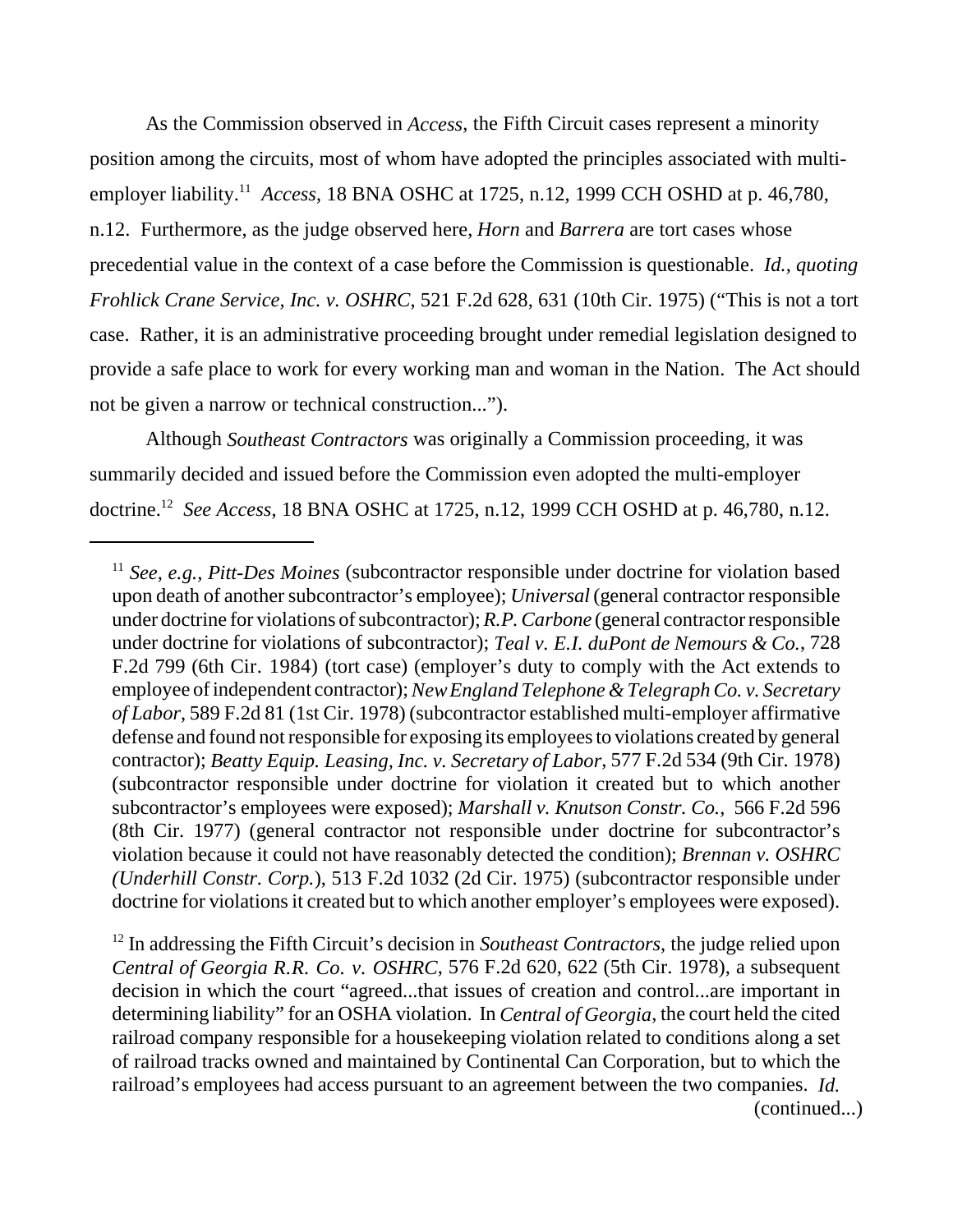As the Commission observed in *Access*, the Fifth Circuit cases represent a minority position among the circuits, most of whom have adopted the principles associated with multi-employer liability.[11] *Access*, 18 BNA OSHC at 1725, n.12, 1999 CCH OSHD at p. 46,780, n.12. Furthermore, as the judge observed here, *Horn* and *Barrera* are tort cases whose precedential value in the context of a case before the Commission is questionable. *Id.*, *quoting Frohlick Crane Service, Inc. v. OSHRC*, 521 F.2d 628, 631 (10th Cir. 1975) ("This is not a tort case. Rather, it is an administrative proceeding brought under remedial legislation designed to provide a safe place to work for every working man and woman in the Nation. The Act should not be given a narrow or technical construction...").

Although *Southeast Contractors* was originally a Commission proceeding, it was summarily decided and issued before the Commission even adopted the multi-employer doctrine.[12] *See Access*, 18 BNA OSHC at 1725, n.12, 1999 CCH OSHD at p. 46,780, n.12.

---

[11] *See, e.g., Pitt-Des Moines* (subcontractor responsible under doctrine for violation based upon death of another subcontractor's employee); *Universal* (general contractor responsible under doctrine for violations of subcontractor); *R.P. Carbone* (general contractor responsible under doctrine for violations of subcontractor); *Teal v. E.I. duPont de Nemours & Co.*, 728 F.2d 799 (6th Cir. 1984) (tort case) (employer's duty to comply with the Act extends to employee of independent contractor); *New England Telephone & Telegraph Co. v. Secretary of Labor*, 589 F.2d 81 (1st Cir. 1978) (subcontractor established multi-employer affirmative defense and found not responsible for exposing its employees to violations created by general contractor); *Beatty Equip. Leasing, Inc. v. Secretary of Labor*, 577 F.2d 534 (9th Cir. 1978) (subcontractor responsible under doctrine for violation it created but to which another subcontractor's employees were exposed); *Marshall v. Knutson Constr. Co.*, 566 F.2d 596 (8th Cir. 1977) (general contractor not responsible under doctrine for subcontractor's violation because it could not have reasonably detected the condition); *Brennan v. OSHRC (Underhill Constr. Corp.*), 513 F.2d 1032 (2d Cir. 1975) (subcontractor responsible under doctrine for violations it created but to which another employer's employees were exposed).

[12] In addressing the Fifth Circuit's decision in *Southeast Contractors*, the judge relied upon *Central of Georgia R.R. Co. v. OSHRC*, 576 F.2d 620, 622 (5th Cir. 1978), a subsequent decision in which the court "agreed...that issues of creation and control...are important in determining liability" for an OSHA violation. In *Central of Georgia*, the court held the cited railroad company responsible for a housekeeping violation related to conditions along a set of railroad tracks owned and maintained by Continental Can Corporation, but to which the railroad's employees had access pursuant to an agreement between the two companies. *Id.*

(continued...)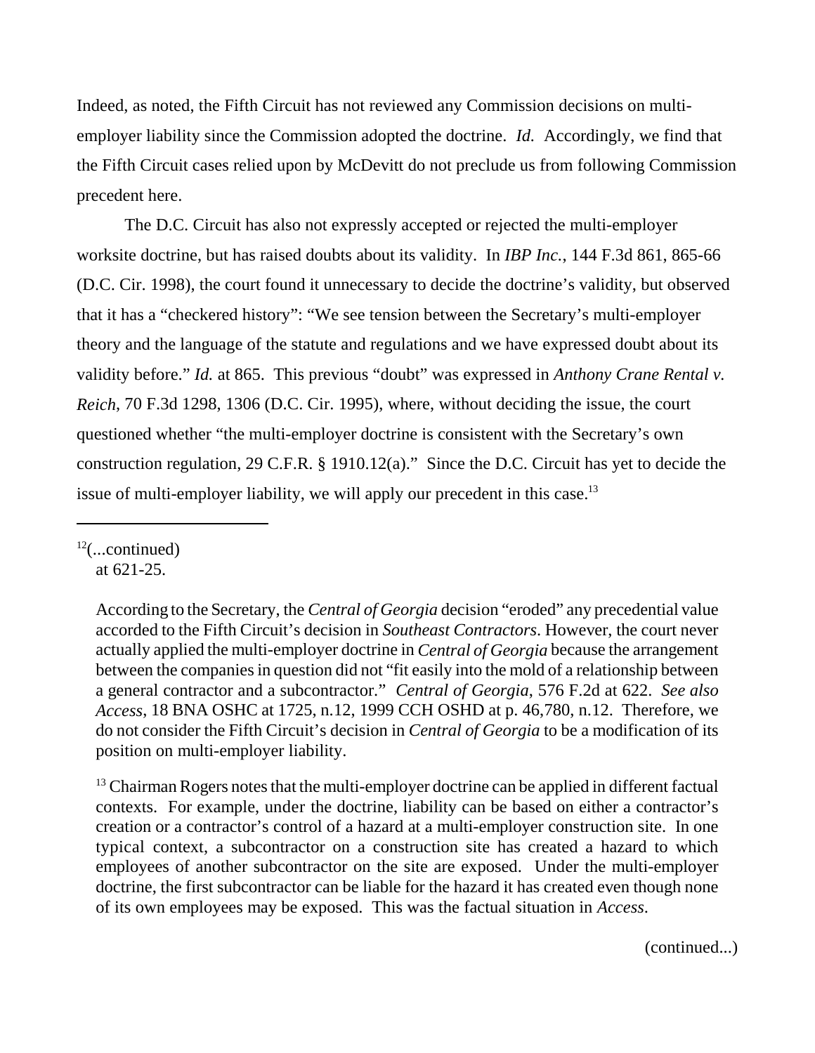Indeed, as noted, the Fifth Circuit has not reviewed any Commission decisions on multi-employer liability since the Commission adopted the doctrine. *Id.* Accordingly, we find that the Fifth Circuit cases relied upon by McDevitt do not preclude us from following Commission precedent here.

The D.C. Circuit has also not expressly accepted or rejected the multi-employer worksite doctrine, but has raised doubts about its validity. In *IBP Inc.*, 144 F.3d 861, 865-66 (D.C. Cir. 1998), the court found it unnecessary to decide the doctrine's validity, but observed that it has a "checkered history": "We see tension between the Secretary's multi-employer theory and the language of the statute and regulations and we have expressed doubt about its validity before." *Id.* at 865. This previous "doubt" was expressed in *Anthony Crane Rental v. Reich*, 70 F.3d 1298, 1306 (D.C. Cir. 1995), where, without deciding the issue, the court questioned whether "the multi-employer doctrine is consistent with the Secretary's own construction regulation, 29 C.F.R. § 1910.12(a)." Since the D.C. Circuit has yet to decide the issue of multi-employer liability, we will apply our precedent in this case.[13]

---

[12](...continued) at 621-25.

According to the Secretary, the *Central of Georgia* decision "eroded" any precedential value accorded to the Fifth Circuit's decision in *Southeast Contractors*. However, the court never actually applied the multi-employer doctrine in *Central of Georgia* because the arrangement between the companies in question did not "fit easily into the mold of a relationship between a general contractor and a subcontractor." *Central of Georgia*, 576 F.2d at 622. *See also Access*, 18 BNA OSHC at 1725, n.12, 1999 CCH OSHD at p. 46,780, n.12. Therefore, we do not consider the Fifth Circuit's decision in *Central of Georgia* to be a modification of its position on multi-employer liability.

[13] Chairman Rogers notes that the multi-employer doctrine can be applied in different factual contexts. For example, under the doctrine, liability can be based on either a contractor's creation or a contractor's control of a hazard at a multi-employer construction site. In one typical context, a subcontractor on a construction site has created a hazard to which employees of another subcontractor on the site are exposed. Under the multi-employer doctrine, the first subcontractor can be liable for the hazard it has created even though none of its own employees may be exposed. This was the factual situation in *Access*.

(continued...)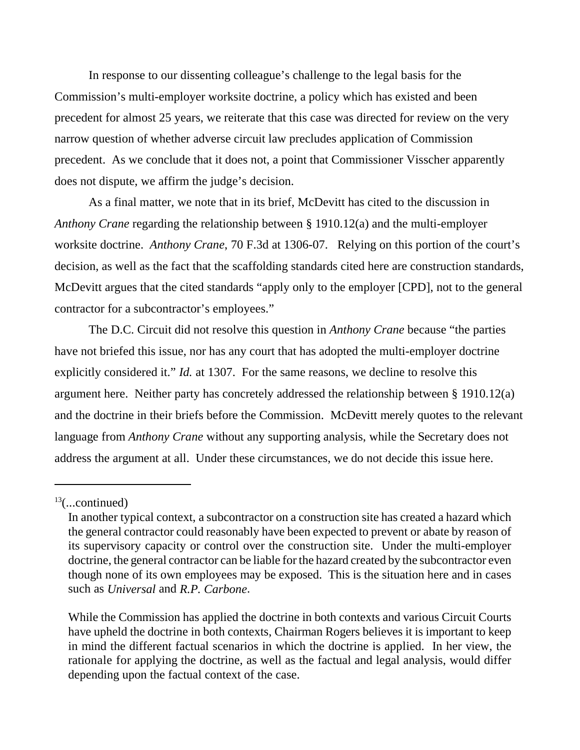In response to our dissenting colleague's challenge to the legal basis for the Commission's multi-employer worksite doctrine, a policy which has existed and been precedent for almost 25 years, we reiterate that this case was directed for review on the very narrow question of whether adverse circuit law precludes application of Commission precedent. As we conclude that it does not, a point that Commissioner Visscher apparently does not dispute, we affirm the judge's decision.

As a final matter, we note that in its brief, McDevitt has cited to the discussion in *Anthony Crane* regarding the relationship between § 1910.12(a) and the multi-employer worksite doctrine. *Anthony Crane*, 70 F.3d at 1306-07. Relying on this portion of the court's decision, as well as the fact that the scaffolding standards cited here are construction standards, McDevitt argues that the cited standards "apply only to the employer [CPD], not to the general contractor for a subcontractor's employees."

The D.C. Circuit did not resolve this question in *Anthony Crane* because "the parties have not briefed this issue, nor has any court that has adopted the multi-employer doctrine explicitly considered it." *Id.* at 1307. For the same reasons, we decline to resolve this argument here. Neither party has concretely addressed the relationship between § 1910.12(a) and the doctrine in their briefs before the Commission. McDevitt merely quotes to the relevant language from *Anthony Crane* without any supporting analysis, while the Secretary does not address the argument at all. Under these circumstances, we do not decide this issue here.

---

[13](...continued)

In another typical context, a subcontractor on a construction site has created a hazard which the general contractor could reasonably have been expected to prevent or abate by reason of its supervisory capacity or control over the construction site. Under the multi-employer doctrine, the general contractor can be liable for the hazard created by the subcontractor even though none of its own employees may be exposed. This is the situation here and in cases such as *Universal* and *R.P. Carbone*.

While the Commission has applied the doctrine in both contexts and various Circuit Courts have upheld the doctrine in both contexts, Chairman Rogers believes it is important to keep in mind the different factual scenarios in which the doctrine is applied. In her view, the rationale for applying the doctrine, as well as the factual and legal analysis, would differ depending upon the factual context of the case.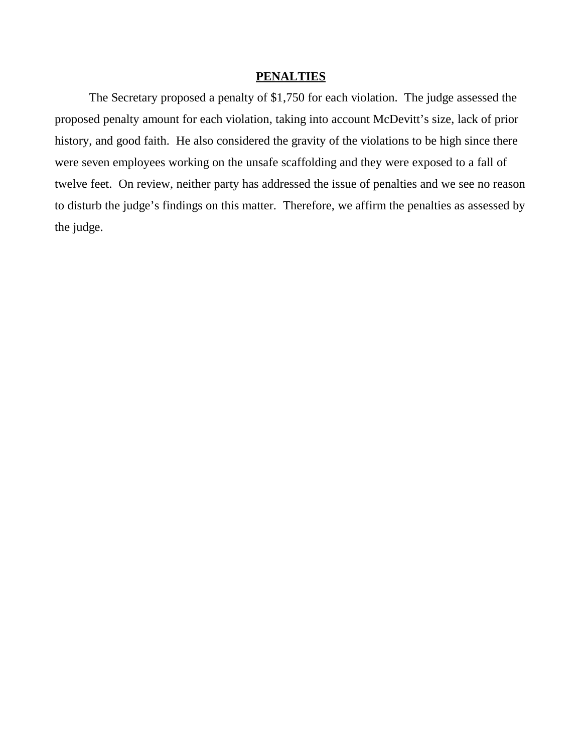## PENALTIES

The Secretary proposed a penalty of $1,750 for each violation. The judge assessed the proposed penalty amount for each violation, taking into account McDevitt's size, lack of prior history, and good faith. He also considered the gravity of the violations to be high since there were seven employees working on the unsafe scaffolding and they were exposed to a fall of twelve feet. On review, neither party has addressed the issue of penalties and we see no reason to disturb the judge's findings on this matter. Therefore, we affirm the penalties as assessed by the judge.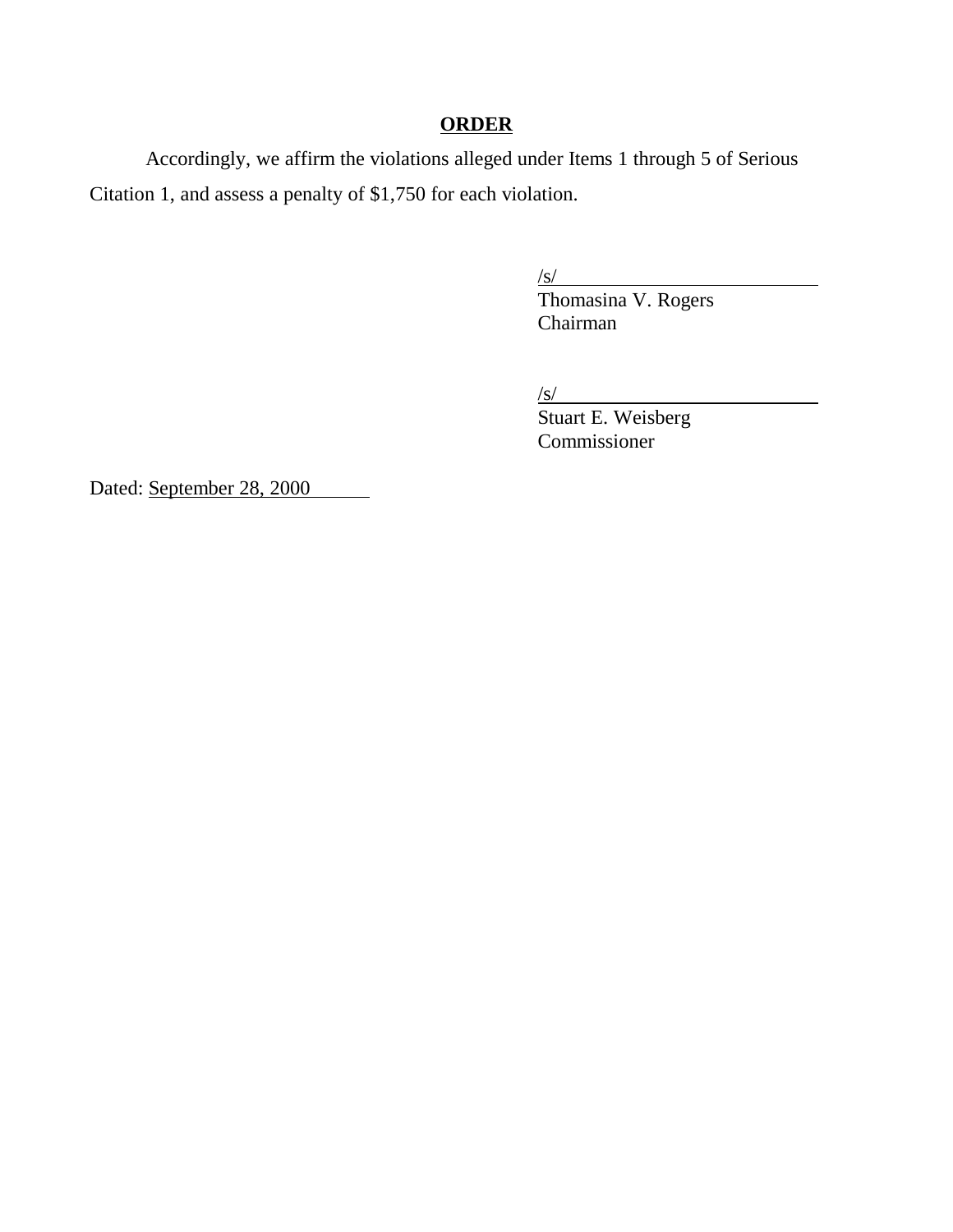## **ORDER**

Accordingly, we affirm the violations alleged under Items 1 through 5 of Serious Citation 1, and assess a penalty of $1,750 for each violation.

/s/
Thomasina V. Rogers
Chairman

/s/
Stuart E. Weisberg
Commissioner

Dated: September 28, 2000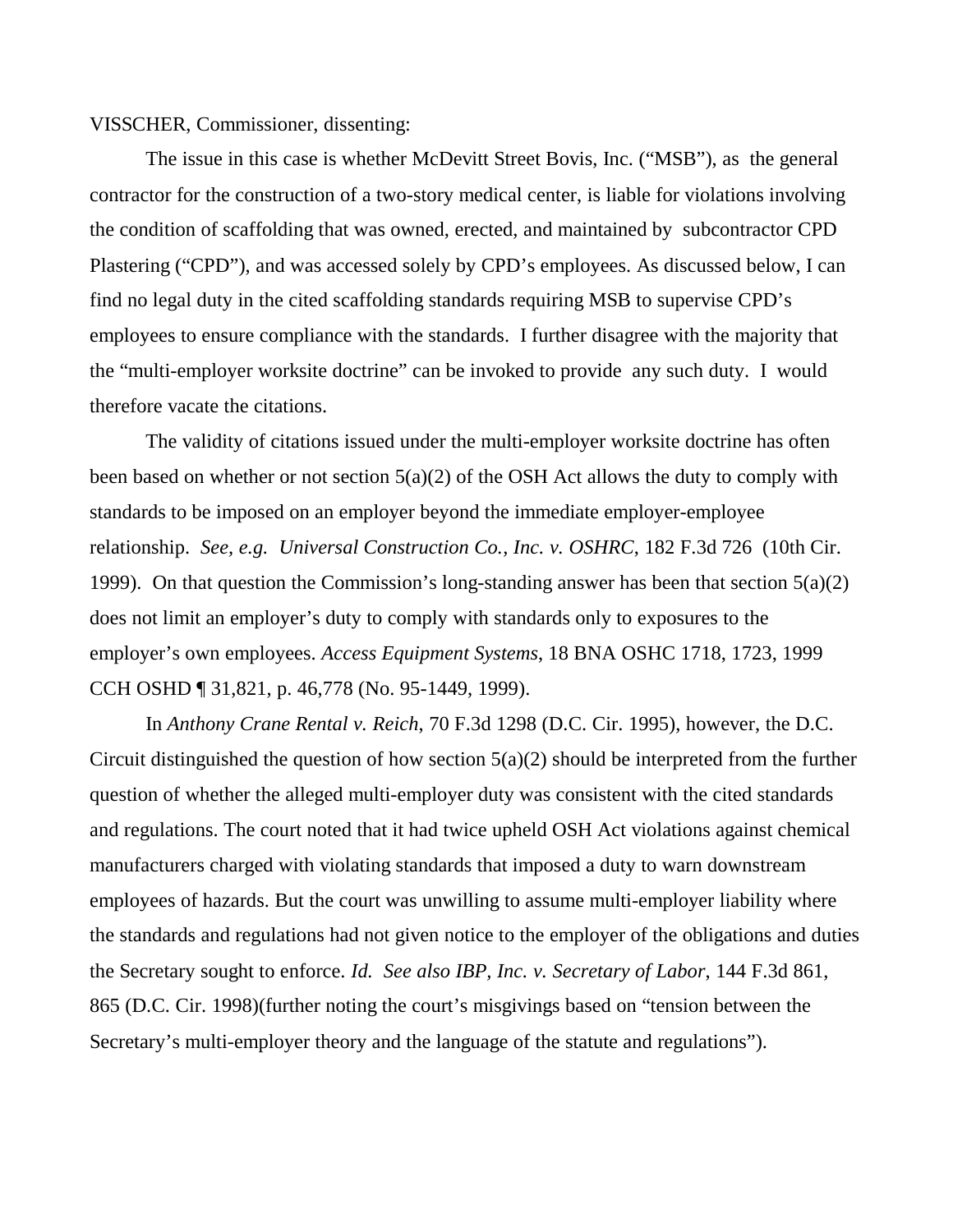VISSCHER, Commissioner, dissenting:

The issue in this case is whether McDevitt Street Bovis, Inc. ("MSB"), as the general contractor for the construction of a two-story medical center, is liable for violations involving the condition of scaffolding that was owned, erected, and maintained by subcontractor CPD Plastering ("CPD"), and was accessed solely by CPD's employees. As discussed below, I can find no legal duty in the cited scaffolding standards requiring MSB to supervise CPD's employees to ensure compliance with the standards. I further disagree with the majority that the "multi-employer worksite doctrine" can be invoked to provide any such duty. I would therefore vacate the citations.

The validity of citations issued under the multi-employer worksite doctrine has often been based on whether or not section 5(a)(2) of the OSH Act allows the duty to comply with standards to be imposed on an employer beyond the immediate employer-employee relationship. *See, e.g. Universal Construction Co., Inc. v. OSHRC*, 182 F.3d 726 (10th Cir. 1999). On that question the Commission's long-standing answer has been that section 5(a)(2) does not limit an employer's duty to comply with standards only to exposures to the employer's own employees. *Access Equipment Systems*, 18 BNA OSHC 1718, 1723, 1999 CCH OSHD ¶ 31,821, p. 46,778 (No. 95-1449, 1999).

In *Anthony Crane Rental v. Reich*, 70 F.3d 1298 (D.C. Cir. 1995), however, the D.C. Circuit distinguished the question of how section 5(a)(2) should be interpreted from the further question of whether the alleged multi-employer duty was consistent with the cited standards and regulations. The court noted that it had twice upheld OSH Act violations against chemical manufacturers charged with violating standards that imposed a duty to warn downstream employees of hazards. But the court was unwilling to assume multi-employer liability where the standards and regulations had not given notice to the employer of the obligations and duties the Secretary sought to enforce. *Id. See also IBP, Inc. v. Secretary of Labor*, 144 F.3d 861, 865 (D.C. Cir. 1998)(further noting the court's misgivings based on "tension between the Secretary's multi-employer theory and the language of the statute and regulations").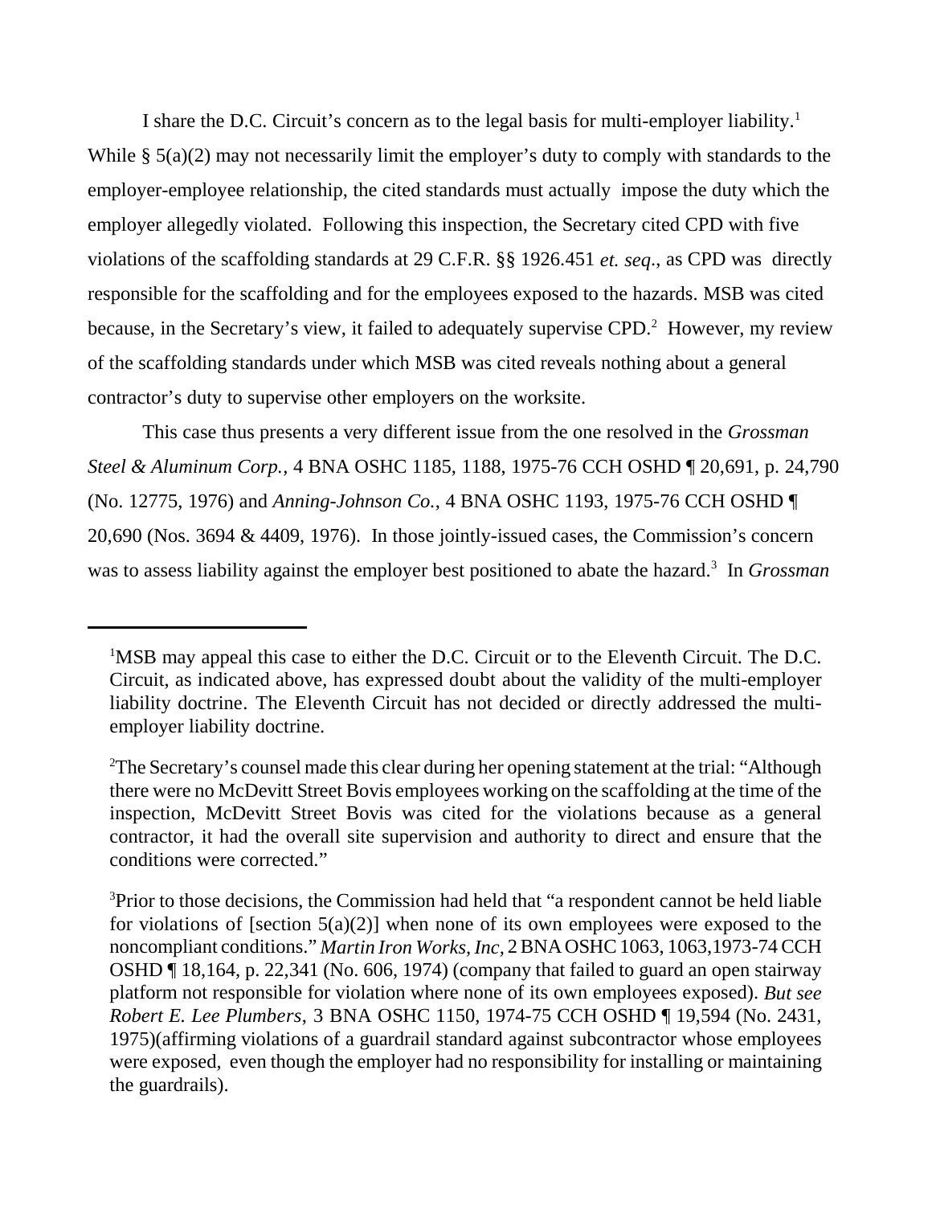I share the D.C. Circuit's concern as to the legal basis for multi-employer liability.[1] While § 5(a)(2) may not necessarily limit the employer's duty to comply with standards to the employer-employee relationship, the cited standards must actually impose the duty which the employer allegedly violated. Following this inspection, the Secretary cited CPD with five violations of the scaffolding standards at 29 C.F.R. §§ 1926.451 *et. seq*., as CPD was directly responsible for the scaffolding and for the employees exposed to the hazards. MSB was cited because, in the Secretary's view, it failed to adequately supervise CPD.[2] However, my review of the scaffolding standards under which MSB was cited reveals nothing about a general contractor's duty to supervise other employers on the worksite.

This case thus presents a very different issue from the one resolved in the *Grossman Steel & Aluminum Corp.,* 4 BNA OSHC 1185, 1188, 1975-76 CCH OSHD ¶ 20,691, p. 24,790 (No. 12775, 1976) and *Anning-Johnson Co.*, 4 BNA OSHC 1193, 1975-76 CCH OSHD ¶ 20,690 (Nos. 3694 & 4409, 1976). In those jointly-issued cases, the Commission's concern was to assess liability against the employer best positioned to abate the hazard.[3] In *Grossman*

---

[1]MSB may appeal this case to either the D.C. Circuit or to the Eleventh Circuit. The D.C. Circuit, as indicated above, has expressed doubt about the validity of the multi-employer liability doctrine. The Eleventh Circuit has not decided or directly addressed the multi-employer liability doctrine.

[2]The Secretary's counsel made this clear during her opening statement at the trial: "Although there were no McDevitt Street Bovis employees working on the scaffolding at the time of the inspection, McDevitt Street Bovis was cited for the violations because as a general contractor, it had the overall site supervision and authority to direct and ensure that the conditions were corrected."

[3]Prior to those decisions, the Commission had held that "a respondent cannot be held liable for violations of [section 5(a)(2)] when none of its own employees were exposed to the noncompliant conditions." *Martin Iron Works, Inc*, 2 BNA OSHC 1063, 1063,1973-74 CCH OSHD ¶ 18,164, p. 22,341 (No. 606, 1974) (company that failed to guard an open stairway platform not responsible for violation where none of its own employees exposed). *But see Robert E. Lee Plumbers*, 3 BNA OSHC 1150, 1974-75 CCH OSHD ¶ 19,594 (No. 2431, 1975)(affirming violations of a guardrail standard against subcontractor whose employees were exposed, even though the employer had no responsibility for installing or maintaining the guardrails).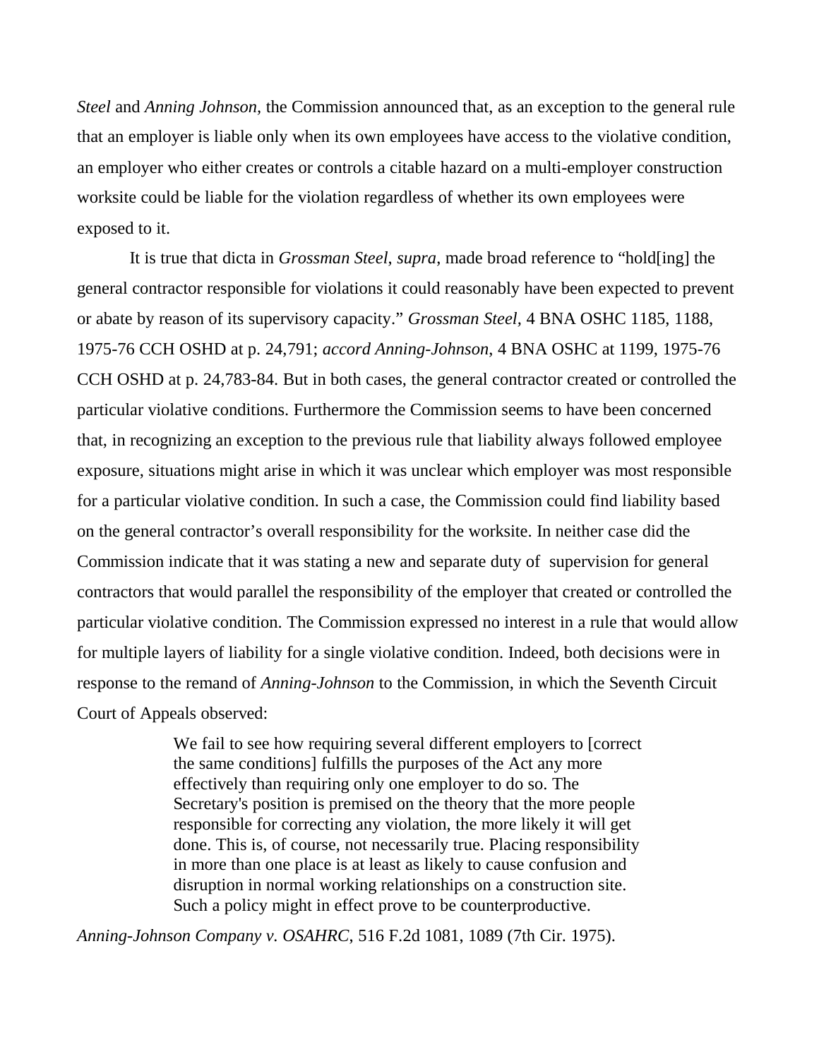*Steel* and *Anning Johnson,* the Commission announced that, as an exception to the general rule that an employer is liable only when its own employees have access to the violative condition, an employer who either creates or controls a citable hazard on a multi-employer construction worksite could be liable for the violation regardless of whether its own employees were exposed to it.

It is true that dicta in *Grossman Steel*, *supra*, made broad reference to "hold[ing] the general contractor responsible for violations it could reasonably have been expected to prevent or abate by reason of its supervisory capacity." *Grossman Steel*, 4 BNA OSHC 1185, 1188, 1975-76 CCH OSHD at p. 24,791; *accord Anning-Johnson*, 4 BNA OSHC at 1199, 1975-76 CCH OSHD at p. 24,783-84. But in both cases, the general contractor created or controlled the particular violative conditions. Furthermore the Commission seems to have been concerned that, in recognizing an exception to the previous rule that liability always followed employee exposure, situations might arise in which it was unclear which employer was most responsible for a particular violative condition. In such a case, the Commission could find liability based on the general contractor's overall responsibility for the worksite. In neither case did the Commission indicate that it was stating a new and separate duty of supervision for general contractors that would parallel the responsibility of the employer that created or controlled the particular violative condition. The Commission expressed no interest in a rule that would allow for multiple layers of liability for a single violative condition. Indeed, both decisions were in response to the remand of *Anning-Johnson* to the Commission, in which the Seventh Circuit Court of Appeals observed:

> We fail to see how requiring several different employers to [correct the same conditions] fulfills the purposes of the Act any more effectively than requiring only one employer to do so. The Secretary's position is premised on the theory that the more people responsible for correcting any violation, the more likely it will get done. This is, of course, not necessarily true. Placing responsibility in more than one place is at least as likely to cause confusion and disruption in normal working relationships on a construction site. Such a policy might in effect prove to be counterproductive.

*Anning-Johnson Company v. OSAHRC*, 516 F.2d 1081, 1089 (7th Cir. 1975).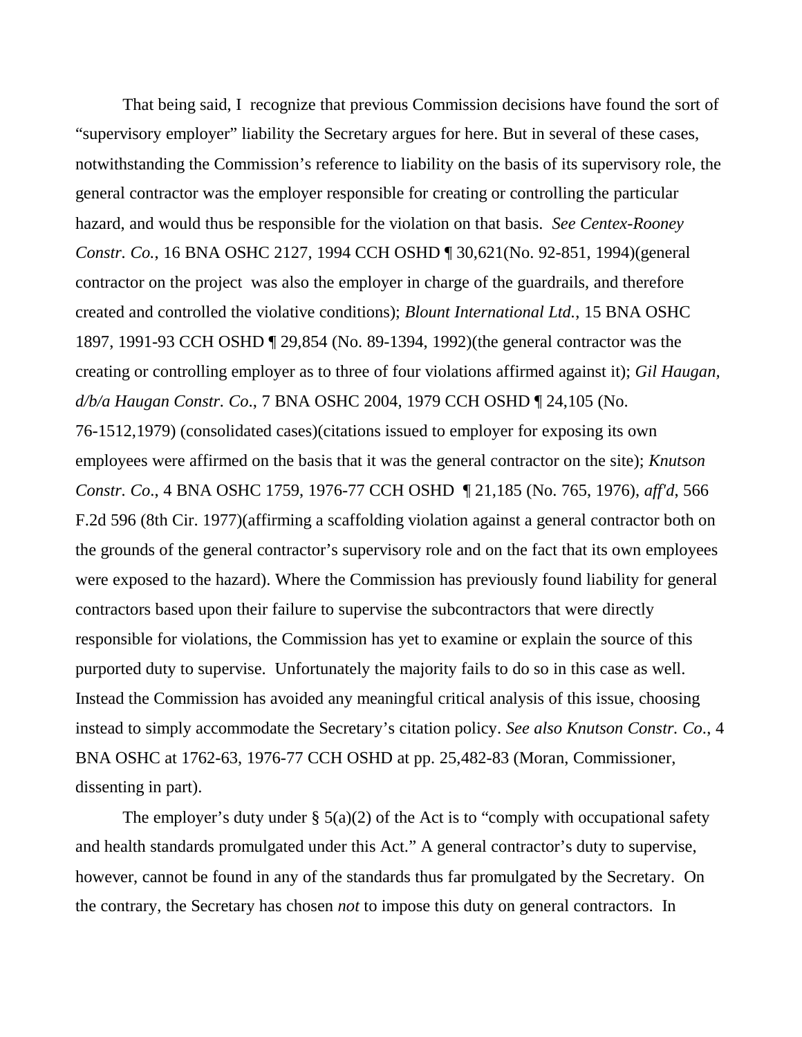That being said, I recognize that previous Commission decisions have found the sort of "supervisory employer" liability the Secretary argues for here. But in several of these cases, notwithstanding the Commission's reference to liability on the basis of its supervisory role, the general contractor was the employer responsible for creating or controlling the particular hazard, and would thus be responsible for the violation on that basis. *See Centex-Rooney Constr. Co.*, 16 BNA OSHC 2127, 1994 CCH OSHD ¶ 30,621(No. 92-851, 1994)(general contractor on the project was also the employer in charge of the guardrails, and therefore created and controlled the violative conditions); *Blount International Ltd.*, 15 BNA OSHC 1897, 1991-93 CCH OSHD ¶ 29,854 (No. 89-1394, 1992)(the general contractor was the creating or controlling employer as to three of four violations affirmed against it); *Gil Haugan, d/b/a Haugan Constr. Co*., 7 BNA OSHC 2004, 1979 CCH OSHD ¶ 24,105 (No. 76-1512,1979) (consolidated cases)(citations issued to employer for exposing its own employees were affirmed on the basis that it was the general contractor on the site); *Knutson Constr. Co*., 4 BNA OSHC 1759, 1976-77 CCH OSHD ¶ 21,185 (No. 765, 1976), *aff'd*, 566 F.2d 596 (8th Cir. 1977)(affirming a scaffolding violation against a general contractor both on the grounds of the general contractor's supervisory role and on the fact that its own employees were exposed to the hazard). Where the Commission has previously found liability for general contractors based upon their failure to supervise the subcontractors that were directly responsible for violations, the Commission has yet to examine or explain the source of this purported duty to supervise. Unfortunately the majority fails to do so in this case as well. Instead the Commission has avoided any meaningful critical analysis of this issue, choosing instead to simply accommodate the Secretary's citation policy. *See also Knutson Constr. Co*., 4 BNA OSHC at 1762-63, 1976-77 CCH OSHD at pp. 25,482-83 (Moran, Commissioner, dissenting in part).

The employer's duty under § 5(a)(2) of the Act is to "comply with occupational safety and health standards promulgated under this Act." A general contractor's duty to supervise, however, cannot be found in any of the standards thus far promulgated by the Secretary. On the contrary, the Secretary has chosen *not* to impose this duty on general contractors. In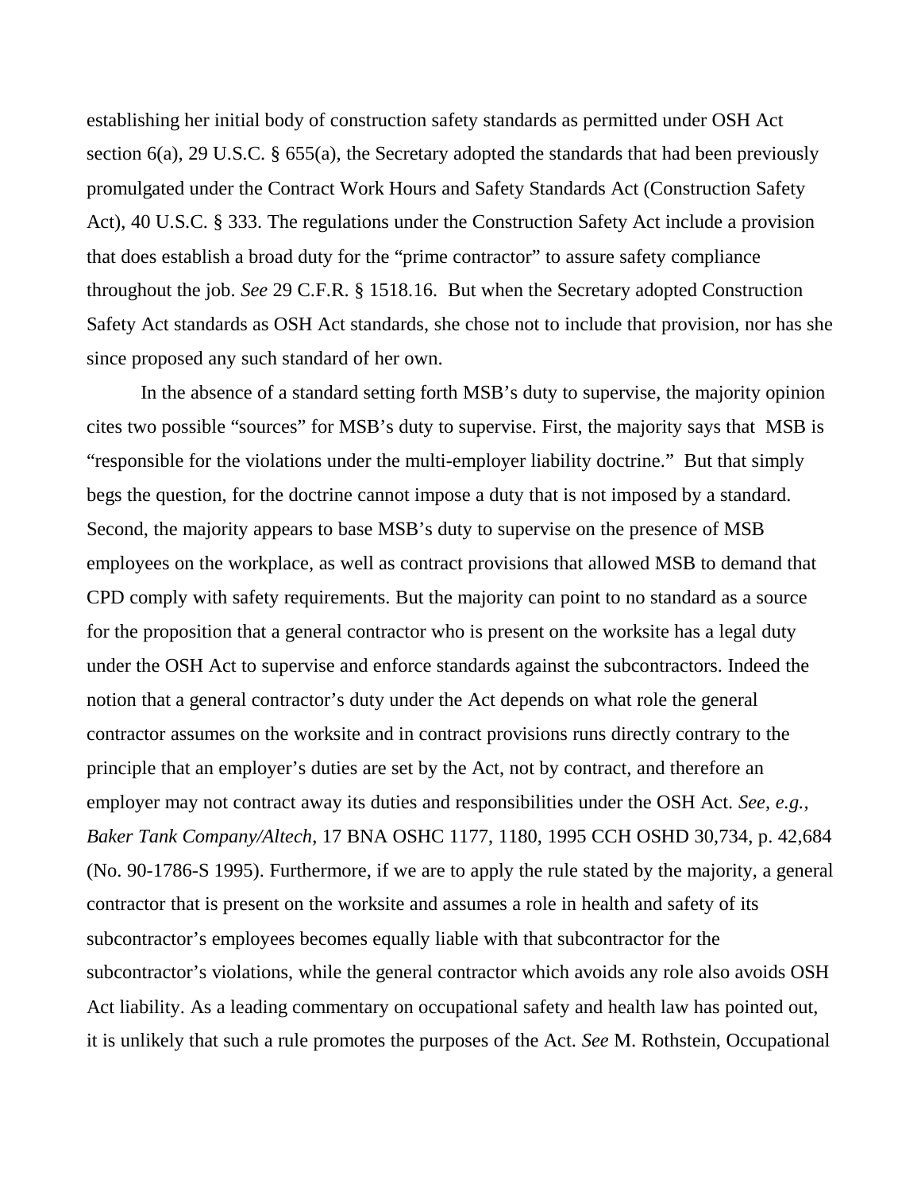establishing her initial body of construction safety standards as permitted under OSH Act section 6(a), 29 U.S.C. § 655(a), the Secretary adopted the standards that had been previously promulgated under the Contract Work Hours and Safety Standards Act (Construction Safety Act), 40 U.S.C. § 333. The regulations under the Construction Safety Act include a provision that does establish a broad duty for the "prime contractor" to assure safety compliance throughout the job. *See* 29 C.F.R. § 1518.16. But when the Secretary adopted Construction Safety Act standards as OSH Act standards, she chose not to include that provision, nor has she since proposed any such standard of her own.

In the absence of a standard setting forth MSB's duty to supervise, the majority opinion cites two possible "sources" for MSB's duty to supervise. First, the majority says that MSB is "responsible for the violations under the multi-employer liability doctrine." But that simply begs the question, for the doctrine cannot impose a duty that is not imposed by a standard. Second, the majority appears to base MSB's duty to supervise on the presence of MSB employees on the workplace, as well as contract provisions that allowed MSB to demand that CPD comply with safety requirements. But the majority can point to no standard as a source for the proposition that a general contractor who is present on the worksite has a legal duty under the OSH Act to supervise and enforce standards against the subcontractors. Indeed the notion that a general contractor's duty under the Act depends on what role the general contractor assumes on the worksite and in contract provisions runs directly contrary to the principle that an employer's duties are set by the Act, not by contract, and therefore an employer may not contract away its duties and responsibilities under the OSH Act. *See, e.g., Baker Tank Company/Altech*, 17 BNA OSHC 1177, 1180, 1995 CCH OSHD 30,734, p. 42,684 (No. 90-1786-S 1995). Furthermore, if we are to apply the rule stated by the majority, a general contractor that is present on the worksite and assumes a role in health and safety of its subcontractor's employees becomes equally liable with that subcontractor for the subcontractor's violations, while the general contractor which avoids any role also avoids OSH Act liability. As a leading commentary on occupational safety and health law has pointed out, it is unlikely that such a rule promotes the purposes of the Act. *See* M. Rothstein, Occupational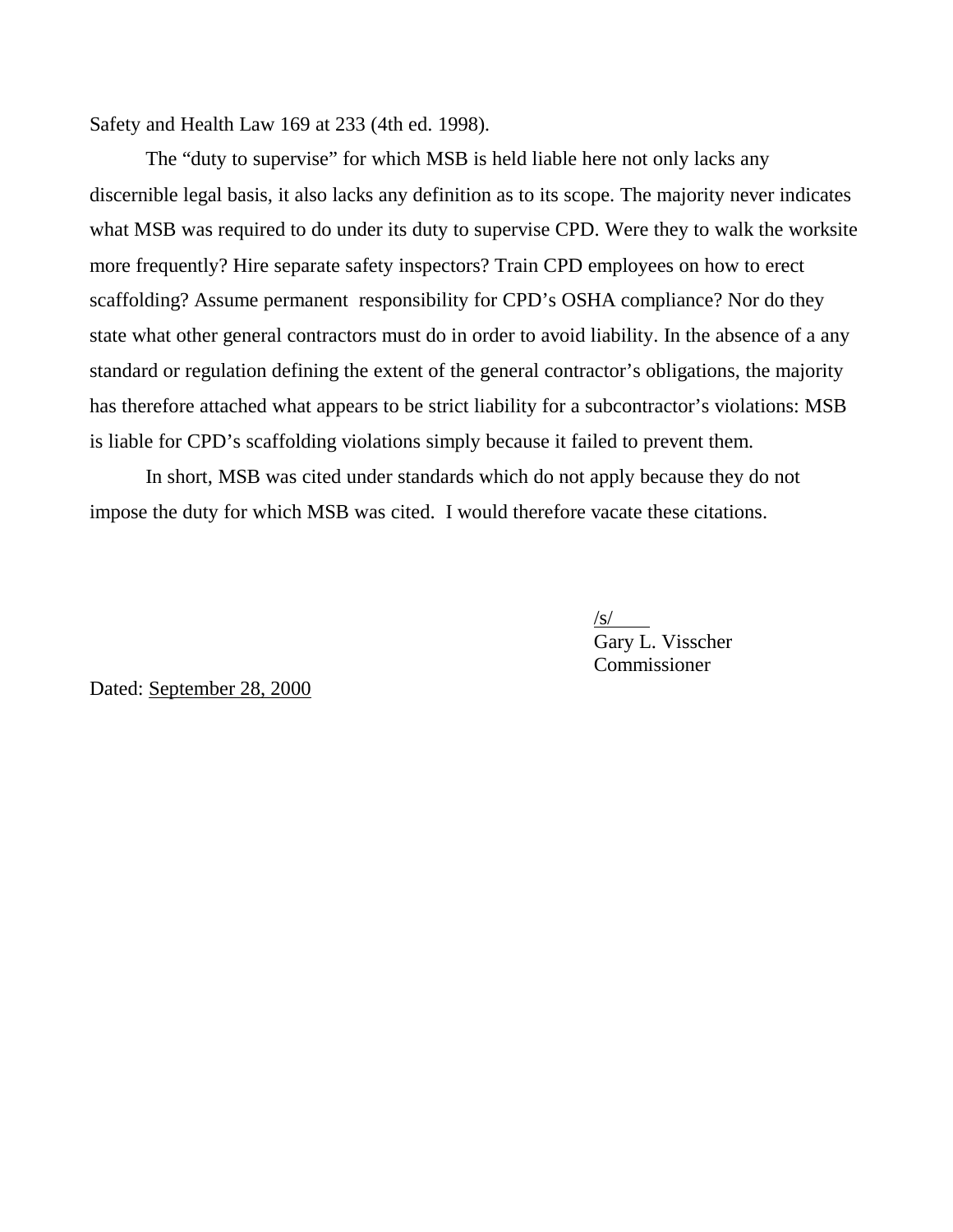Safety and Health Law 169 at 233 (4th ed. 1998).

The "duty to supervise" for which MSB is held liable here not only lacks any discernible legal basis, it also lacks any definition as to its scope. The majority never indicates what MSB was required to do under its duty to supervise CPD. Were they to walk the worksite more frequently? Hire separate safety inspectors? Train CPD employees on how to erect scaffolding? Assume permanent responsibility for CPD's OSHA compliance? Nor do they state what other general contractors must do in order to avoid liability. In the absence of a any standard or regulation defining the extent of the general contractor's obligations, the majority has therefore attached what appears to be strict liability for a subcontractor's violations: MSB is liable for CPD's scaffolding violations simply because it failed to prevent them.

In short, MSB was cited under standards which do not apply because they do not impose the duty for which MSB was cited. I would therefore vacate these citations.

/s/
Gary L. Visscher
Commissioner

Dated: September 28, 2000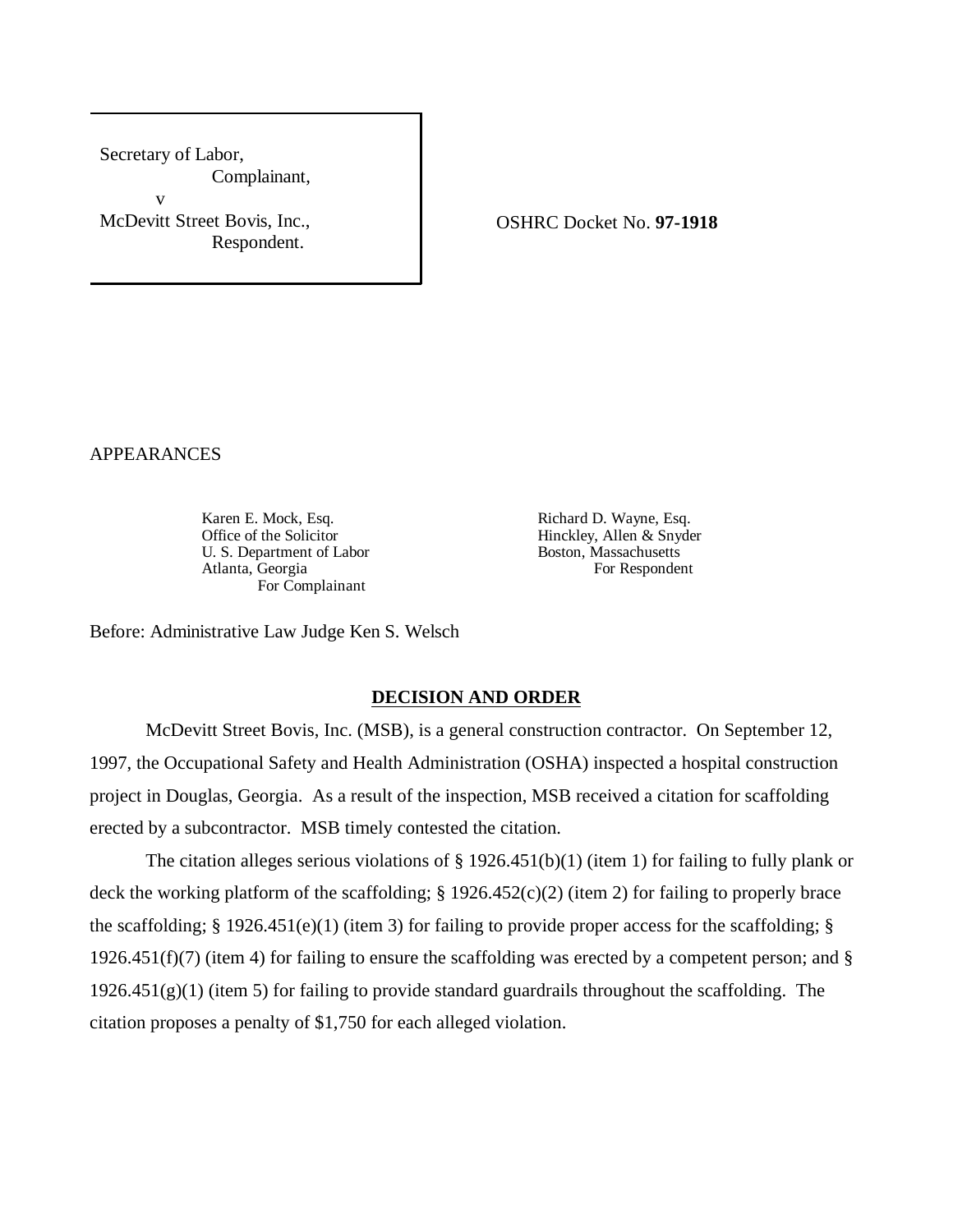Secretary of Laboar,
Complainant,
v
McDevitt Street Bovis, Inc.,
Respondent.

OSHRC Docket No. **97-1918**

APPEARANCES

Karen E. Mock, Esq.
Office of the Solicitor
U. S. Department of Labor
Atlanta, Georgia
For Complainant

Richard D. Wayne, Esq.
Hinckley, Allen & Snyder
Boston, Massachusetts
For Respondent

Before: Administrative Law Judge Ken S. Welsch

## DECISION AND ORDER

McDevitt Street Bovis, Inc. (MSB), is a general construction contractor. On September 12, 1997, the Occupational Safety and Health Administration (OSHA) inspected a hospital construction project in Douglas, Georgia. As a result of the inspection, MSB received a citation for scaffolding erected by a subcontractor. MSB timely contested the citation.

The citation alleges serious violations of § 1926.451(b)(1) (item 1) for failing to fully plank or deck the working platform of the scaffolding; § 1926.452(c)(2) (item 2) for failing to properly brace the scaffolding; § 1926.451(e)(1) (item 3) for failing to provide proper access for the scaffolding; § 1926.451(f)(7) (item 4) for failing to ensure the scaffolding was erected by a competent person; and § 1926.451(g)(1) (item 5) for failing to provide standard guardrails throughout the scaffolding. The citation proposes a penalty of $1,750 for each alleged violation.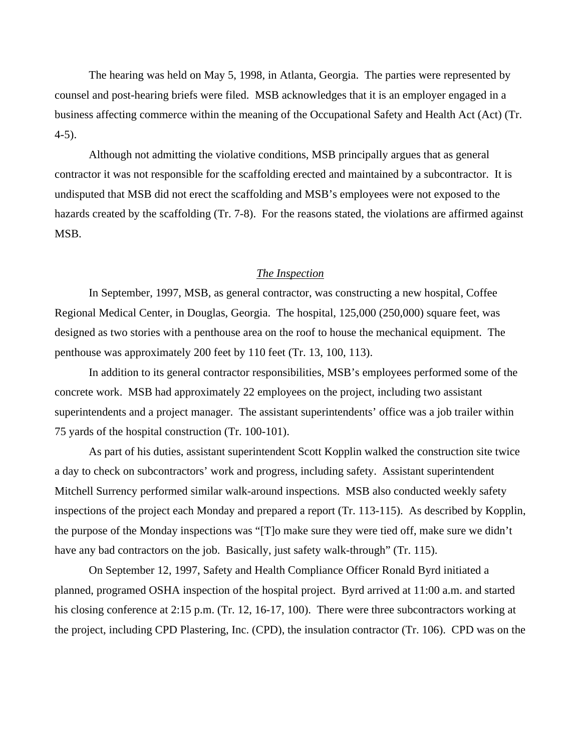The hearing was held on May 5, 1998, in Atlanta, Georgia. The parties were represented by counsel and post-hearing briefs were filed. MSB acknowledges that it is an employer engaged in a business affecting commerce within the meaning of the Occupational Safety and Health Act (Act) (Tr. 4-5).

Although not admitting the violative conditions, MSB principally argues that as general contractor it was not responsible for the scaffolding erected and maintained by a subcontractor. It is undisputed that MSB did not erect the scaffolding and MSB's employees were not exposed to the hazards created by the scaffolding (Tr. 7-8). For the reasons stated, the violations are affirmed against MSB.

## *The Inspection*

In September, 1997, MSB, as general contractor, was constructing a new hospital, Coffee Regional Medical Center, in Douglas, Georgia. The hospital, 125,000 (250,000) square feet, was designed as two stories with a penthouse area on the roof to house the mechanical equipment. The penthouse was approximately 200 feet by 110 feet (Tr. 13, 100, 113).

In addition to its general contractor responsibilities, MSB's employees performed some of the concrete work. MSB had approximately 22 employees on the project, including two assistant superintendents and a project manager. The assistant superintendents' office was a job trailer within 75 yards of the hospital construction (Tr. 100-101).

As part of his duties, assistant superintendent Scott Kopplin walked the construction site twice a day to check on subcontractors' work and progress, including safety. Assistant superintendent Mitchell Surrency performed similar walk-around inspections. MSB also conducted weekly safety inspections of the project each Monday and prepared a report (Tr. 113-115). As described by Kopplin, the purpose of the Monday inspections was "[T]o make sure they were tied off, make sure we didn't have any bad contractors on the job. Basically, just safety walk-through" (Tr. 115).

On September 12, 1997, Safety and Health Compliance Officer Ronald Byrd initiated a planned, programed OSHA inspection of the hospital project. Byrd arrived at 11:00 a.m. and started his closing conference at 2:15 p.m. (Tr. 12, 16-17, 100). There were three subcontractors working at the project, including CPD Plastering, Inc. (CPD), the insulation contractor (Tr. 106). CPD was on the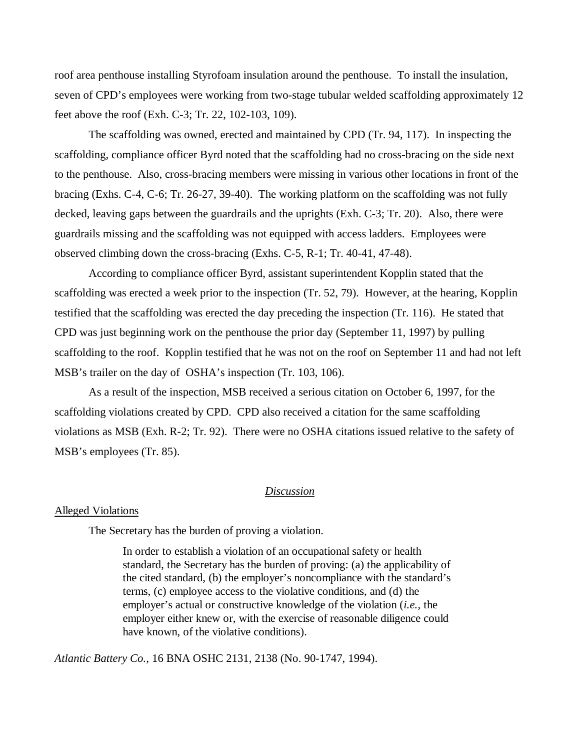roof area penthouse installing Styrofoam insulation around the penthouse. To install the insulation, seven of CPD's employees were working from two-stage tubular welded scaffolding approximately 12 feet above the roof (Exh. C-3; Tr. 22, 102-103, 109).

The scaffolding was owned, erected and maintained by CPD (Tr. 94, 117). In inspecting the scaffolding, compliance officer Byrd noted that the scaffolding had no cross-bracing on the side next to the penthouse. Also, cross-bracing members were missing in various other locations in front of the bracing (Exhs. C-4, C-6; Tr. 26-27, 39-40). The working platform on the scaffolding was not fully decked, leaving gaps between the guardrails and the uprights (Exh. C-3; Tr. 20). Also, there were guardrails missing and the scaffolding was not equipped with access ladders. Employees were observed climbing down the cross-bracing (Exhs. C-5, R-1; Tr. 40-41, 47-48).

According to compliance officer Byrd, assistant superintendent Kopplin stated that the scaffolding was erected a week prior to the inspection (Tr. 52, 79). However, at the hearing, Kopplin testified that the scaffolding was erected the day preceding the inspection (Tr. 116). He stated that CPD was just beginning work on the penthouse the prior day (September 11, 1997) by pulling scaffolding to the roof. Kopplin testified that he was not on the roof on September 11 and had not left MSB's trailer on the day of OSHA's inspection (Tr. 103, 106).

As a result of the inspection, MSB received a serious citation on October 6, 1997, for the scaffolding violations created by CPD. CPD also received a citation for the same scaffolding violations as MSB (Exh. R-2; Tr. 92). There were no OSHA citations issued relative to the safety of MSB's employees (Tr. 85).

## *Discussion*

### Alleged Violations

The Secretary has the burden of proving a violation.

> In order to establish a violation of an occupational safety or health standard, the Secretary has the burden of proving: (a) the applicability of the cited standard, (b) the employer's noncompliance with the standard's terms, (c) employee access to the violative conditions, and (d) the employer's actual or constructive knowledge of the violation (*i.e.*, the employer either knew or, with the exercise of reasonable diligence could have known, of the violative conditions).

*Atlantic Battery Co.*, 16 BNA OSHC 2131, 2138 (No. 90-1747, 1994).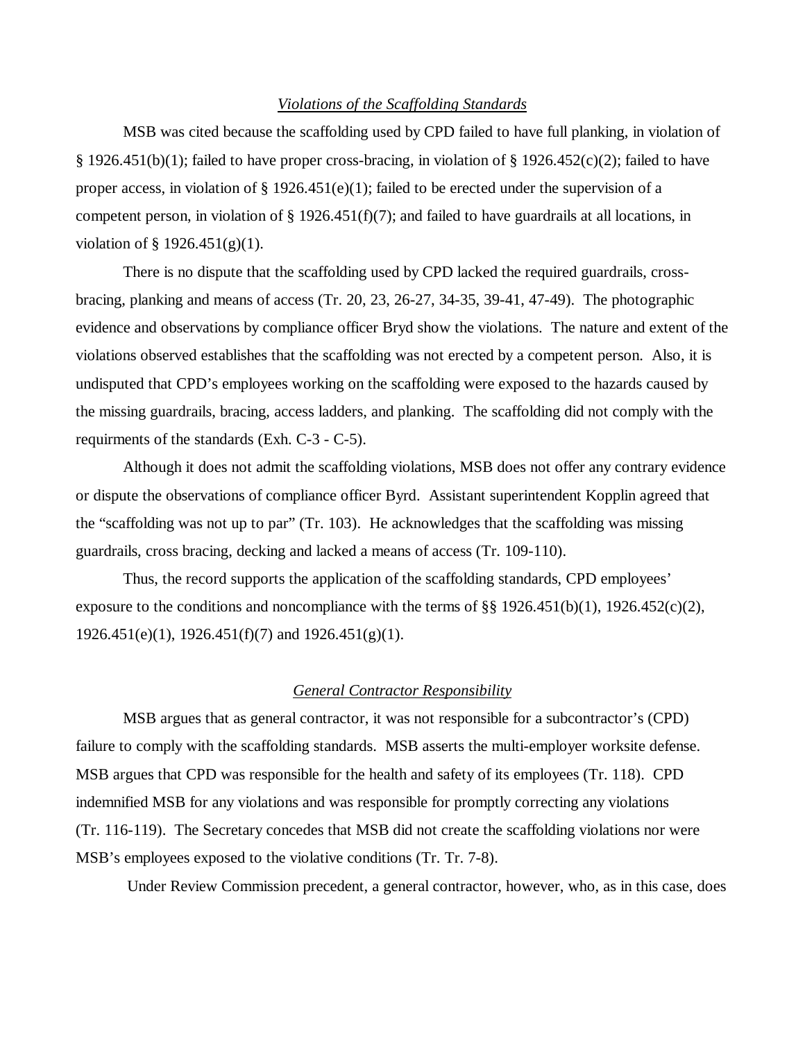*Violations of the Scaffolding Standards*

MSB was cited because the scaffolding used by CPD failed to have full planking, in violation of § 1926.451(b)(1); failed to have proper cross-bracing, in violation of § 1926.452(c)(2); failed to have proper access, in violation of § 1926.451(e)(1); failed to be erected under the supervision of a competent person, in violation of § 1926.451(f)(7); and failed to have guardrails at all locations, in violation of § 1926.451(g)(1).

There is no dispute that the scaffolding used by CPD lacked the required guardrails, cross-bracing, planking and means of access (Tr. 20, 23, 26-27, 34-35, 39-41, 47-49). The photographic evidence and observations by compliance officer Bryd show the violations. The nature and extent of the violations observed establishes that the scaffolding was not erected by a competent person. Also, it is undisputed that CPD's employees working on the scaffolding were exposed to the hazards caused by the missing guardrails, bracing, access ladders, and planking. The scaffolding did not comply with the requirments of the standards (Exh. C-3 - C-5).

Although it does not admit the scaffolding violations, MSB does not offer any contrary evidence or dispute the observations of compliance officer Byrd. Assistant superintendent Kopplin agreed that the "scaffolding was not up to par" (Tr. 103). He acknowledges that the scaffolding was missing guardrails, cross bracing, decking and lacked a means of access (Tr. 109-110).

Thus, the record supports the application of the scaffolding standards, CPD employees' exposure to the conditions and noncompliance with the terms of §§ 1926.451(b)(1), 1926.452(c)(2), 1926.451(e)(1), 1926.451(f)(7) and 1926.451(g)(1).

*General Contractor Responsibility*

MSB argues that as general contractor, it was not responsible for a subcontractor's (CPD) failure to comply with the scaffolding standards. MSB asserts the multi-employer worksite defense. MSB argues that CPD was responsible for the health and safety of its employees (Tr. 118). CPD indemnified MSB for any violations and was responsible for promptly correcting any violations (Tr. 116-119). The Secretary concedes that MSB did not create the scaffolding violations nor were MSB's employees exposed to the violative conditions (Tr. Tr. 7-8).

Under Review Commission precedent, a general contractor, however, who, as in this case, does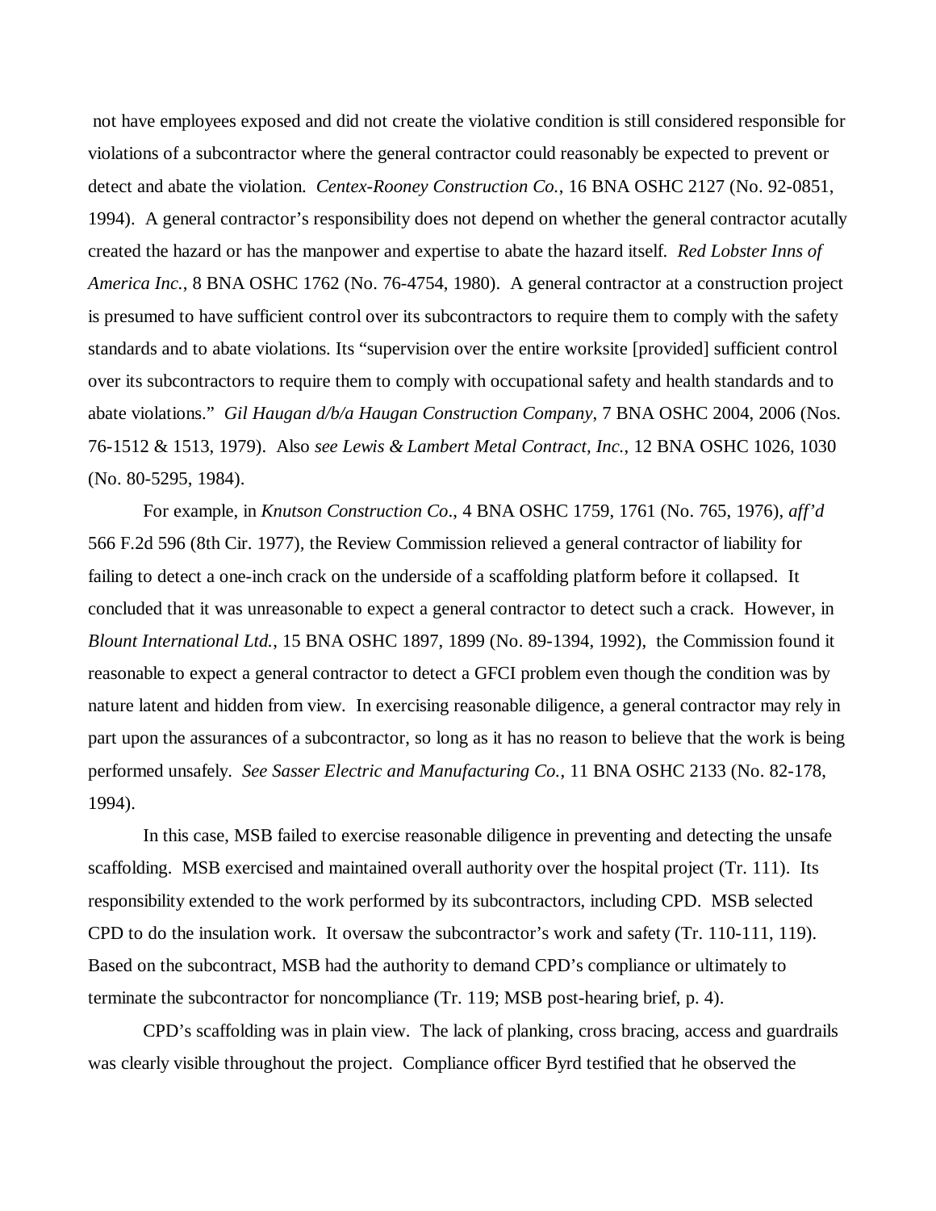not have employees exposed and did not create the violative condition is still considered responsible for violations of a subcontractor where the general contractor could reasonably be expected to prevent or detect and abate the violation. *Centex-Rooney Construction Co.*, 16 BNA OSHC 2127 (No. 92-0851, 1994). A general contractor's responsibility does not depend on whether the general contractor acutally created the hazard or has the manpower and expertise to abate the hazard itself. *Red Lobster Inns of America Inc.*, 8 BNA OSHC 1762 (No. 76-4754, 1980). A general contractor at a construction project is presumed to have sufficient control over its subcontractors to require them to comply with the safety standards and to abate violations. Its "supervision over the entire worksite [provided] sufficient control over its subcontractors to require them to comply with occupational safety and health standards and to abate violations." *Gil Haugan d/b/a Haugan Construction Company*, 7 BNA OSHC 2004, 2006 (Nos. 76-1512 & 1513, 1979). Also *see Lewis & Lambert Metal Contract, Inc.*, 12 BNA OSHC 1026, 1030 (No. 80-5295, 1984).

For example, in *Knutson Construction Co*., 4 BNA OSHC 1759, 1761 (No. 765, 1976), *aff'd* 566 F.2d 596 (8th Cir. 1977), the Review Commission relieved a general contractor of liability for failing to detect a one-inch crack on the underside of a scaffolding platform before it collapsed. It concluded that it was unreasonable to expect a general contractor to detect such a crack. However, in *Blount International Ltd.*, 15 BNA OSHC 1897, 1899 (No. 89-1394, 1992), the Commission found it reasonable to expect a general contractor to detect a GFCI problem even though the condition was by nature latent and hidden from view. In exercising reasonable diligence, a general contractor may rely in part upon the assurances of a subcontractor, so long as it has no reason to believe that the work is being performed unsafely. *See Sasser Electric and Manufacturing Co.*, 11 BNA OSHC 2133 (No. 82-178, 1994).

In this case, MSB failed to exercise reasonable diligence in preventing and detecting the unsafe scaffolding. MSB exercised and maintained overall authority over the hospital project (Tr. 111). Its responsibility extended to the work performed by its subcontractors, including CPD. MSB selected CPD to do the insulation work. It oversaw the subcontractor's work and safety (Tr. 110-111, 119). Based on the subcontract, MSB had the authority to demand CPD's compliance or ultimately to terminate the subcontractor for noncompliance (Tr. 119; MSB post-hearing brief, p. 4).

CPD's scaffolding was in plain view. The lack of planking, cross bracing, access and guardrails was clearly visible throughout the project. Compliance officer Byrd testified that he observed the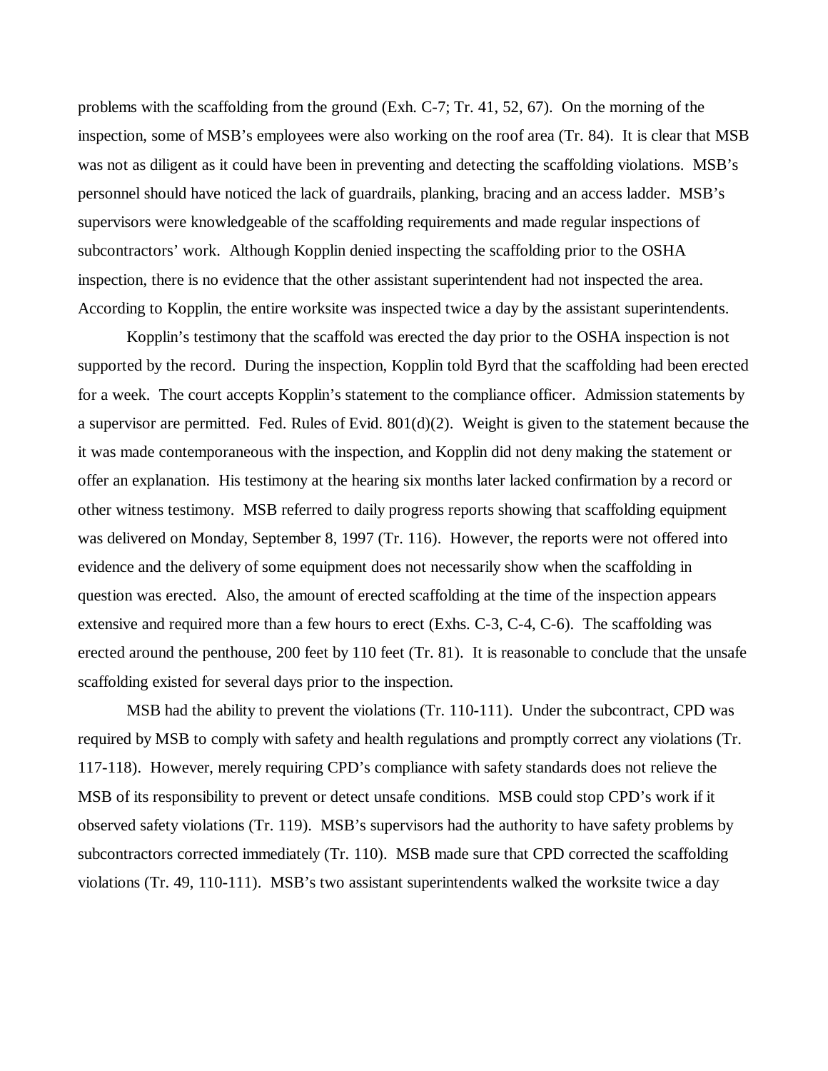problems with the scaffolding from the ground (Exh. C-7; Tr. 41, 52, 67). On the morning of the inspection, some of MSB's employees were also working on the roof area (Tr. 84). It is clear that MSB was not as diligent as it could have been in preventing and detecting the scaffolding violations. MSB's personnel should have noticed the lack of guardrails, planking, bracing and an access ladder. MSB's supervisors were knowledgeable of the scaffolding requirements and made regular inspections of subcontractors' work. Although Kopplin denied inspecting the scaffolding prior to the OSHA inspection, there is no evidence that the other assistant superintendent had not inspected the area. According to Kopplin, the entire worksite was inspected twice a day by the assistant superintendents.

Kopplin's testimony that the scaffold was erected the day prior to the OSHA inspection is not supported by the record. During the inspection, Kopplin told Byrd that the scaffolding had been erected for a week. The court accepts Kopplin's statement to the compliance officer. Admission statements by a supervisor are permitted. Fed. Rules of Evid. 801(d)(2). Weight is given to the statement because the it was made contemporaneous with the inspection, and Kopplin did not deny making the statement or offer an explanation. His testimony at the hearing six months later lacked confirmation by a record or other witness testimony. MSB referred to daily progress reports showing that scaffolding equipment was delivered on Monday, September 8, 1997 (Tr. 116). However, the reports were not offered into evidence and the delivery of some equipment does not necessarily show when the scaffolding in question was erected. Also, the amount of erected scaffolding at the time of the inspection appears extensive and required more than a few hours to erect (Exhs. C-3, C-4, C-6). The scaffolding was erected around the penthouse, 200 feet by 110 feet (Tr. 81). It is reasonable to conclude that the unsafe scaffolding existed for several days prior to the inspection.

MSB had the ability to prevent the violations (Tr. 110-111). Under the subcontract, CPD was required by MSB to comply with safety and health regulations and promptly correct any violations (Tr. 117-118). However, merely requiring CPD's compliance with safety standards does not relieve the MSB of its responsibility to prevent or detect unsafe conditions. MSB could stop CPD's work if it observed safety violations (Tr. 119). MSB's supervisors had the authority to have safety problems by subcontractors corrected immediately (Tr. 110). MSB made sure that CPD corrected the scaffolding violations (Tr. 49, 110-111). MSB's two assistant superintendents walked the worksite twice a day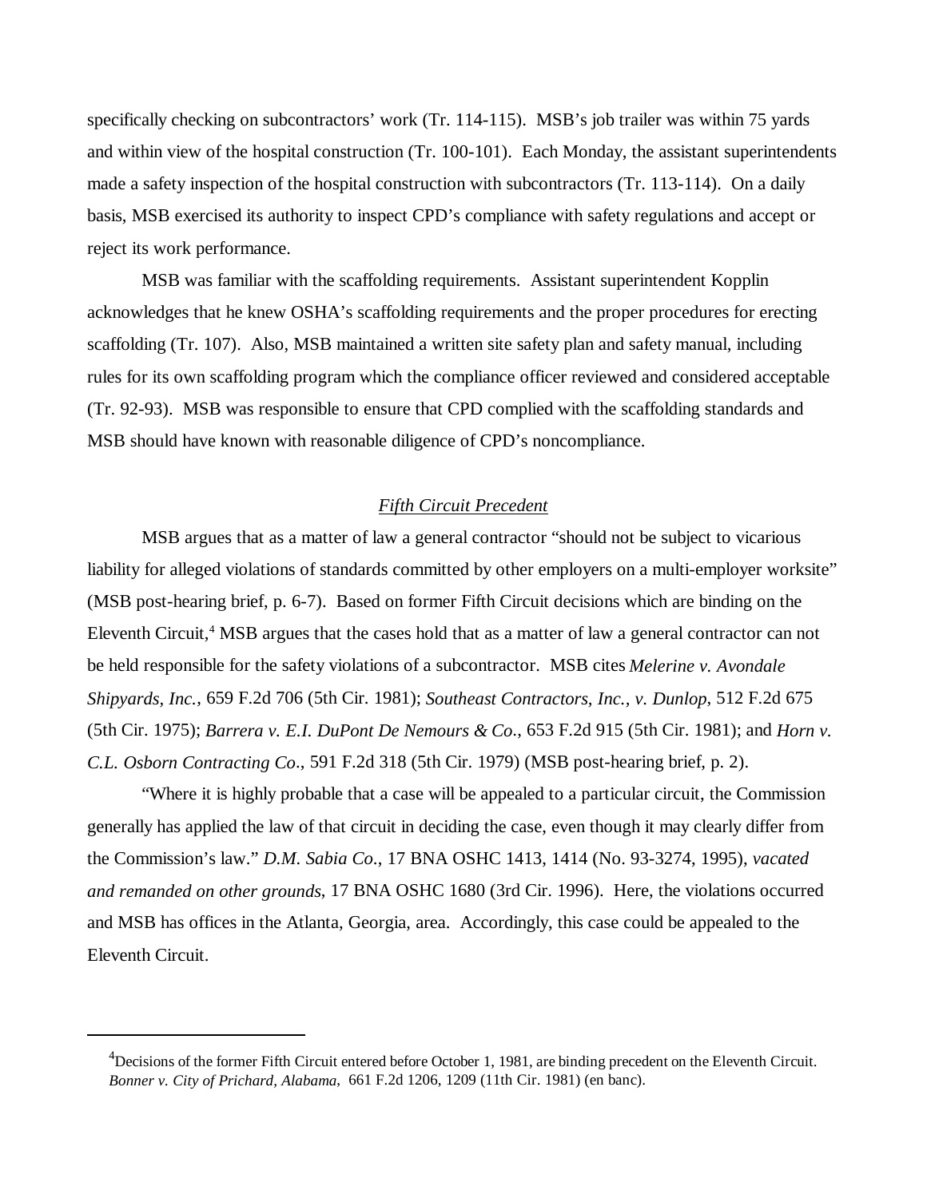specifically checking on subcontractors' work (Tr. 114-115). MSB's job trailer was within 75 yards and within view of the hospital construction (Tr. 100-101). Each Monday, the assistant superintendents made a safety inspection of the hospital construction with subcontractors (Tr. 113-114). On a daily basis, MSB exercised its authority to inspect CPD's compliance with safety regulations and accept or reject its work performance.

MSB was familiar with the scaffolding requirements. Assistant superintendent Kopplin acknowledges that he knew OSHA's scaffolding requirements and the proper procedures for erecting scaffolding (Tr. 107). Also, MSB maintained a written site safety plan and safety manual, including rules for its own scaffolding program which the compliance officer reviewed and considered acceptable (Tr. 92-93). MSB was responsible to ensure that CPD complied with the scaffolding standards and MSB should have known with reasonable diligence of CPD's noncompliance.

*Fifth Circuit Precedent*

MSB argues that as a matter of law a general contractor "should not be subject to vicarious liability for alleged violations of standards committed by other employers on a multi-employer worksite" (MSB post-hearing brief, p. 6-7). Based on former Fifth Circuit decisions which are binding on the Eleventh Circuit,[4] MSB argues that the cases hold that as a matter of law a general contractor can not be held responsible for the safety violations of a subcontractor. MSB cites *Melerine v. Avondale Shipyards, Inc.*, 659 F.2d 706 (5th Cir. 1981); *Southeast Contractors, Inc., v. Dunlop*, 512 F.2d 675 (5th Cir. 1975); *Barrera v. E.I. DuPont De Nemours & Co.*, 653 F.2d 915 (5th Cir. 1981); and *Horn v. C.L. Osborn Contracting Co*., 591 F.2d 318 (5th Cir. 1979) (MSB post-hearing brief, p. 2).

"Where it is highly probable that a case will be appealed to a particular circuit, the Commission generally has applied the law of that circuit in deciding the case, even though it may clearly differ from the Commission's law." *D.M. Sabia Co.*, 17 BNA OSHC 1413, 1414 (No. 93-3274, 1995), *vacated and remanded on other grounds*, 17 BNA OSHC 1680 (3rd Cir. 1996). Here, the violations occurred and MSB has offices in the Atlanta, Georgia, area. Accordingly, this case could be appealed to the Eleventh Circuit.

---

[4]Decisions of the former Fifth Circuit entered before October 1, 1981, are binding precedent on the Eleventh Circuit. *Bonner v. City of Prichard, Alabama*, 661 F.2d 1206, 1209 (11th Cir. 1981) (en banc).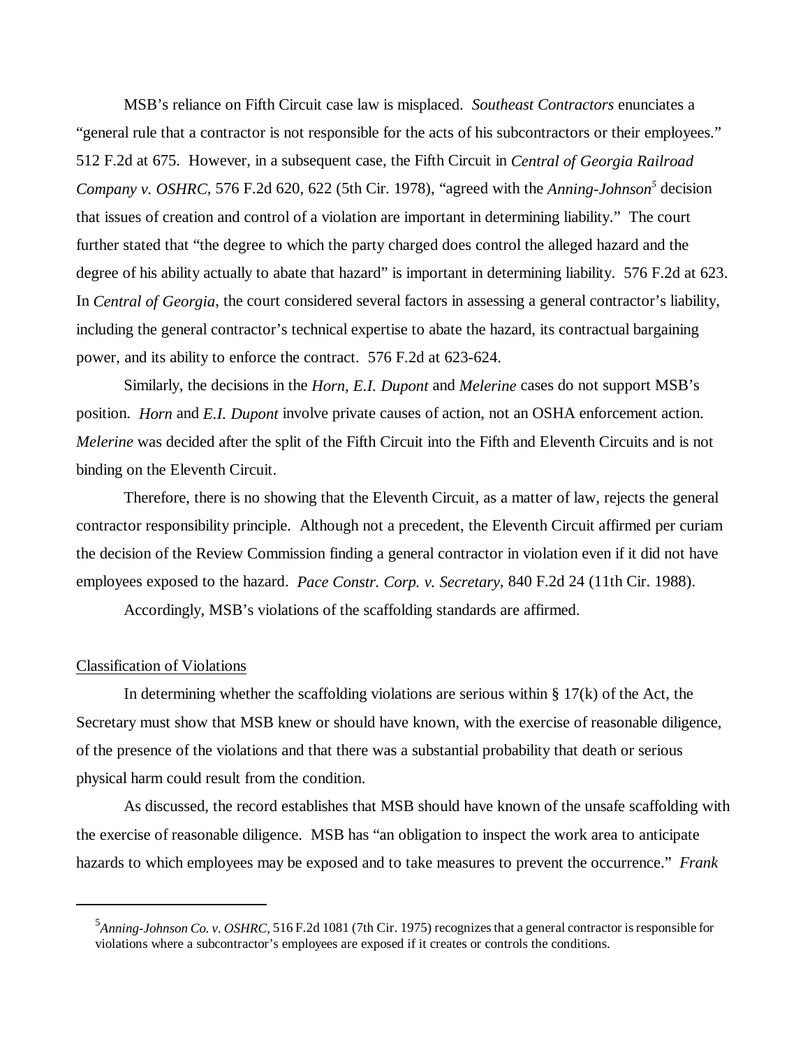MSB's reliance on Fifth Circuit case law is misplaced. *Southeast Contractors* enunciates a "general rule that a contractor is not responsible for the acts of his subcontractors or their employees." 512 F.2d at 675. However, in a subsequent case, the Fifth Circuit in *Central of Georgia Railroad Company v. OSHRC*, 576 F.2d 620, 622 (5th Cir. 1978), "agreed with the *Anning-Johnson*[5] decision that issues of creation and control of a violation are important in determining liability." The court further stated that "the degree to which the party charged does control the alleged hazard and the degree of his ability actually to abate that hazard" is important in determining liability. 576 F.2d at 623. In *Central of Georgia*, the court considered several factors in assessing a general contractor's liability, including the general contractor's technical expertise to abate the hazard, its contractual bargaining power, and its ability to enforce the contract. 576 F.2d at 623-624.

Similarly, the decisions in the *Horn, E.I. Dupont* and *Melerine* cases do not support MSB's position. *Horn* and *E.I. Dupont* involve private causes of action, not an OSHA enforcement action. *Melerine* was decided after the split of the Fifth Circuit into the Fifth and Eleventh Circuits and is not binding on the Eleventh Circuit.

Therefore, there is no showing that the Eleventh Circuit, as a matter of law, rejects the general contractor responsibility principle. Although not a precedent, the Eleventh Circuit affirmed per curiam the decision of the Review Commission finding a general contractor in violation even if it did not have employees exposed to the hazard. *Pace Constr. Corp. v. Secretary*, 840 F.2d 24 (11th Cir. 1988).

Accordingly, MSB's violations of the scaffolding standards are affirmed.

Classification of Violations

In determining whether the scaffolding violations are serious within § 17(k) of the Act, the Secretary must show that MSB knew or should have known, with the exercise of reasonable diligence, of the presence of the violations and that there was a substantial probability that death or serious physical harm could result from the condition.

As discussed, the record establishes that MSB should have known of the unsafe scaffolding with the exercise of reasonable diligence. MSB has "an obligation to inspect the work area to anticipate hazards to which employees may be exposed and to take measures to prevent the occurrence." *Frank*

---

[5] *Anning-Johnson Co. v. OSHRC,* 516 F.2d 1081 (7th Cir. 1975) recognizes that a general contractor is responsible for violations where a subcontractor's employees are exposed if it creates or controls the conditions.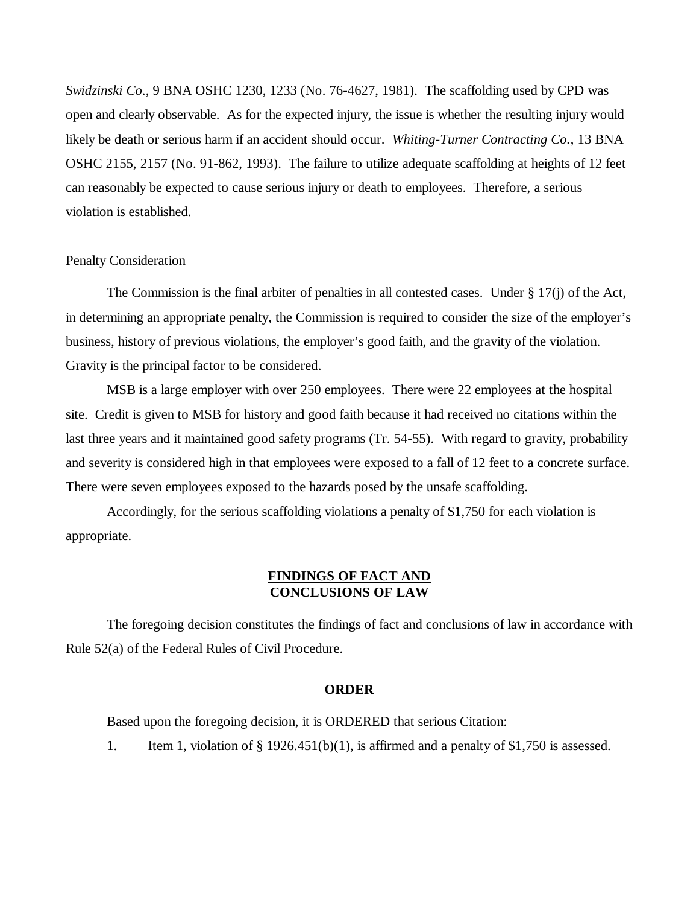*Swidzinski Co.*, 9 BNA OSHC 1230, 1233 (No. 76-4627, 1981). The scaffolding used by CPD was open and clearly observable. As for the expected injury, the issue is whether the resulting injury would likely be death or serious harm if an accident should occur. *Whiting-Turner Contracting Co.*, 13 BNA OSHC 2155, 2157 (No. 91-862, 1993). The failure to utilize adequate scaffolding at heights of 12 feet can reasonably be expected to cause serious injury or death to employees. Therefore, a serious violation is established.

<u>Penalty Consideration</u>

The Commission is the final arbiter of penalties in all contested cases. Under § 17(j) of the Act, in determining an appropriate penalty, the Commission is required to consider the size of the employer's business, history of previous violations, the employer's good faith, and the gravity of the violation. Gravity is the principal factor to be considered.

MSB is a large employer with over 250 employees. There were 22 employees at the hospital site. Credit is given to MSB for history and good faith because it had received no citations within the last three years and it maintained good safety programs (Tr. 54-55). With regard to gravity, probability and severity is considered high in that employees were exposed to a fall of 12 feet to a concrete surface. There were seven employees exposed to the hazards posed by the unsafe scaffolding.

Accordingly, for the serious scaffolding violations a penalty of $1,750 for each violation is appropriate.

## FINDINGS OF FACT AND CONCLUSIONS OF LAW

The foregoing decision constitutes the findings of fact and conclusions of law in accordance with Rule 52(a) of the Federal Rules of Civil Procedure.

## ORDER

Based upon the foregoing decision, it is ORDERED that serious Citation:

1. Item 1, violation of § 1926.451(b)(1), is affirmed and a penalty of $1,750 is assessed.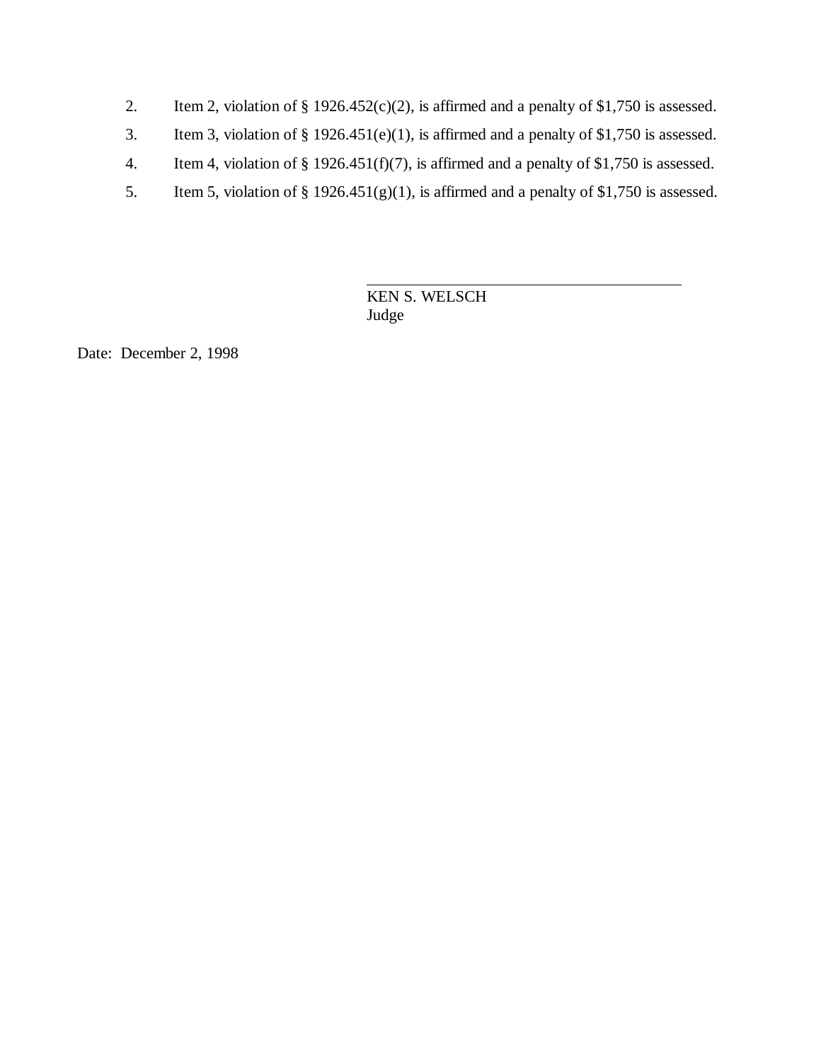2. Item 2, violation of § 1926.452(c)(2), is affirmed and a penalty of $1,750 is assessed.
3. Item 3, violation of § 1926.451(e)(1), is affirmed and a penalty of $1,750 is assessed.
4. Item 4, violation of § 1926.451(f)(7), is affirmed and a penalty of $1,750 is assessed.
5. Item 5, violation of § 1926.451(g)(1), is affirmed and a penalty of $1,750 is assessed.

KEN S. WELSCH
Judge

Date: December 2, 1998